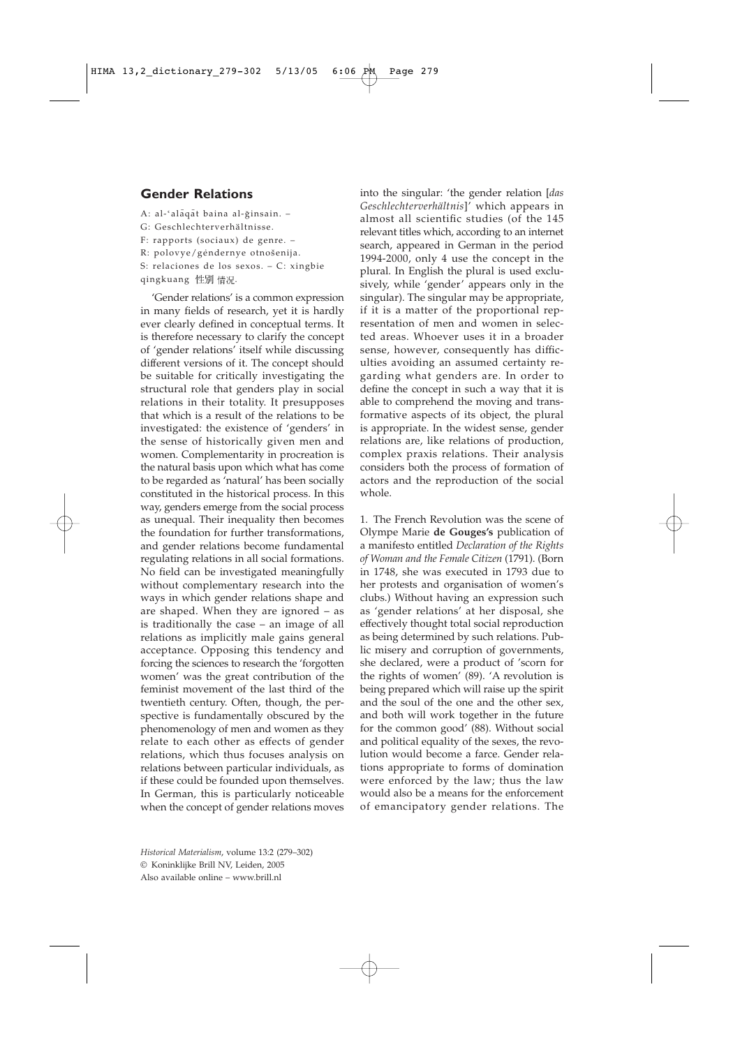## Gender Relations

A: al-ʿalāqāt baina al-ǧinsain. –
G: Geschlechterverhältnisse.
F: rapports (sociaux) de genre. –
R: polovye/géndernye otnošenija.
S: relaciones de los sexos. – C: xingbie qingkuang 性别 情况.

'Gender relations' is a common expression in many fields of research, yet it is hardly ever clearly defined in conceptual terms. It is therefore necessary to clarify the concept of 'gender relations' itself while discussing different versions of it. The concept should be suitable for critically investigating the structural role that genders play in social relations in their totality. It presupposes that which is a result of the relations to be investigated: the existence of 'genders' in the sense of historically given men and women. Complementarity in procreation is the natural basis upon which what has come to be regarded as 'natural' has been socially constituted in the historical process. In this way, genders emerge from the social process as unequal. Their inequality then becomes the foundation for further transformations, and gender relations become fundamental regulating relations in all social formations. No field can be investigated meaningfully without complementary research into the ways in which gender relations shape and are shaped. When they are ignored – as is traditionally the case – an image of all relations as implicitly male gains general acceptance. Opposing this tendency and forcing the sciences to research the 'forgotten women' was the great contribution of the feminist movement of the last third of the twentieth century. Often, though, the perspective is fundamentally obscured by the phenomenology of men and women as they relate to each other as effects of gender relations, which thus focuses analysis on relations between particular individuals, as if these could be founded upon themselves. In German, this is particularly noticeable when the concept of gender relations moves into the singular: 'the gender relation [*das Geschlechterverhältnis*]' which appears in almost all scientific studies (of the 145 relevant titles which, according to an internet search, appeared in German in the period 1994-2000, only 4 use the concept in the plural. In English the plural is used exclusively, while 'gender' appears only in the singular). The singular may be appropriate, if it is a matter of the proportional representation of men and women in selected areas. Whoever uses it in a broader sense, however, consequently has difficulties avoiding an assumed certainty regarding what genders are. In order to define the concept in such a way that it is able to comprehend the moving and transformative aspects of its object, the plural is appropriate. In the widest sense, gender relations are, like relations of production, complex praxis relations. Their analysis considers both the process of formation of actors and the reproduction of the social whole.

1. The French Revolution was the scene of Olympe Marie **de Gouges's** publication of a manifesto entitled *Declaration of the Rights of Woman and the Female Citizen* (1791). (Born in 1748, she was executed in 1793 due to her protests and organisation of women's clubs.) Without having an expression such as 'gender relations' at her disposal, she effectively thought total social reproduction as being determined by such relations. Public misery and corruption of governments, she declared, were a product of 'scorn for the rights of women' (89). 'A revolution is being prepared which will raise up the spirit and the soul of the one and the other sex, and both will work together in the future for the common good' (88). Without social and political equality of the sexes, the revolution would become a farce. Gender relations appropriate to forms of domination were enforced by the law; thus the law would also be a means for the enforcement of emancipatory gender relations. The

*Historical Materialism*, volume 13:2 (279–302)
© Koninklijke Brill NV, Leiden, 2005
Also available online – www.brill.nl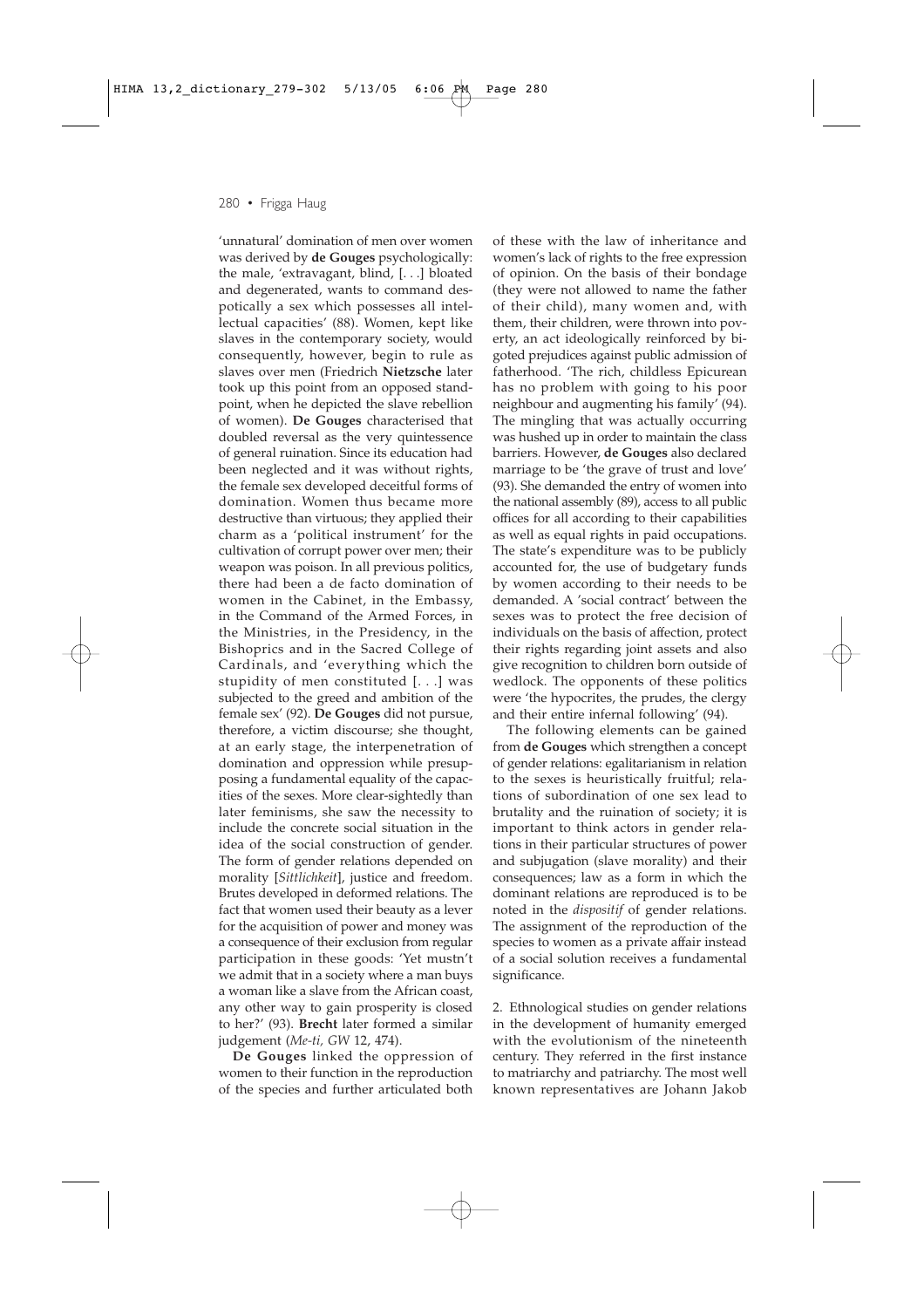'unnatural' domination of men over women was derived by **de Gouges** psychologically: the male, 'extravagant, blind, [. . .] bloated and degenerated, wants to command despotically a sex which possesses all intellectual capacities' (88). Women, kept like slaves in the contemporary society, would consequently, however, begin to rule as slaves over men (Friedrich **Nietzsche** later took up this point from an opposed standpoint, when he depicted the slave rebellion of women). **De Gouges** characterised that doubled reversal as the very quintessence of general ruination. Since its education had been neglected and it was without rights, the female sex developed deceitful forms of domination. Women thus became more destructive than virtuous; they applied their charm as a 'political instrument' for the cultivation of corrupt power over men; their weapon was poison. In all previous politics, there had been a de facto domination of women in the Cabinet, in the Embassy, in the Command of the Armed Forces, in the Ministries, in the Presidency, in the Bishoprics and in the Sacred College of Cardinals, and 'everything which the stupidity of men constituted [. . .] was subjected to the greed and ambition of the female sex' (92). **De Gouges** did not pursue, therefore, a victim discourse; she thought, at an early stage, the interpenetration of domination and oppression while presupposing a fundamental equality of the capacities of the sexes. More clear-sightedly than later feminisms, she saw the necessity to include the concrete social situation in the idea of the social construction of gender. The form of gender relations depended on morality [*Sittlichkeit*], justice and freedom. Brutes developed in deformed relations. The fact that women used their beauty as a lever for the acquisition of power and money was a consequence of their exclusion from regular participation in these goods: 'Yet mustn't we admit that in a society where a man buys a woman like a slave from the African coast, any other way to gain prosperity is closed to her?' (93). **Brecht** later formed a similar judgement (*Me-ti, GW* 12, 474).

**De Gouges** linked the oppression of women to their function in the reproduction of the species and further articulated both of these with the law of inheritance and women's lack of rights to the free expression of opinion. On the basis of their bondage (they were not allowed to name the father of their child), many women and, with them, their children, were thrown into poverty, an act ideologically reinforced by bigoted prejudices against public admission of fatherhood. 'The rich, childless Epicurean has no problem with going to his poor neighbour and augmenting his family' (94). The mingling that was actually occurring was hushed up in order to maintain the class barriers. However, **de Gouges** also declared marriage to be 'the grave of trust and love' (93). She demanded the entry of women into the national assembly (89), access to all public offices for all according to their capabilities as well as equal rights in paid occupations. The state's expenditure was to be publicly accounted for, the use of budgetary funds by women according to their needs to be demanded. A 'social contract' between the sexes was to protect the free decision of individuals on the basis of affection, protect their rights regarding joint assets and also give recognition to children born outside of wedlock. The opponents of these politics were 'the hypocrites, the prudes, the clergy and their entire infernal following' (94).

The following elements can be gained from **de Gouges** which strengthen a concept of gender relations: egalitarianism in relation to the sexes is heuristically fruitful; relations of subordination of one sex lead to brutality and the ruination of society; it is important to think actors in gender relations in their particular structures of power and subjugation (slave morality) and their consequences; law as a form in which the dominant relations are reproduced is to be noted in the *dispositif* of gender relations. The assignment of the reproduction of the species to women as a private affair instead of a social solution receives a fundamental significance.

2. Ethnological studies on gender relations in the development of humanity emerged with the evolutionism of the nineteenth century. They referred in the first instance to matriarchy and patriarchy. The most well known representatives are Johann Jakob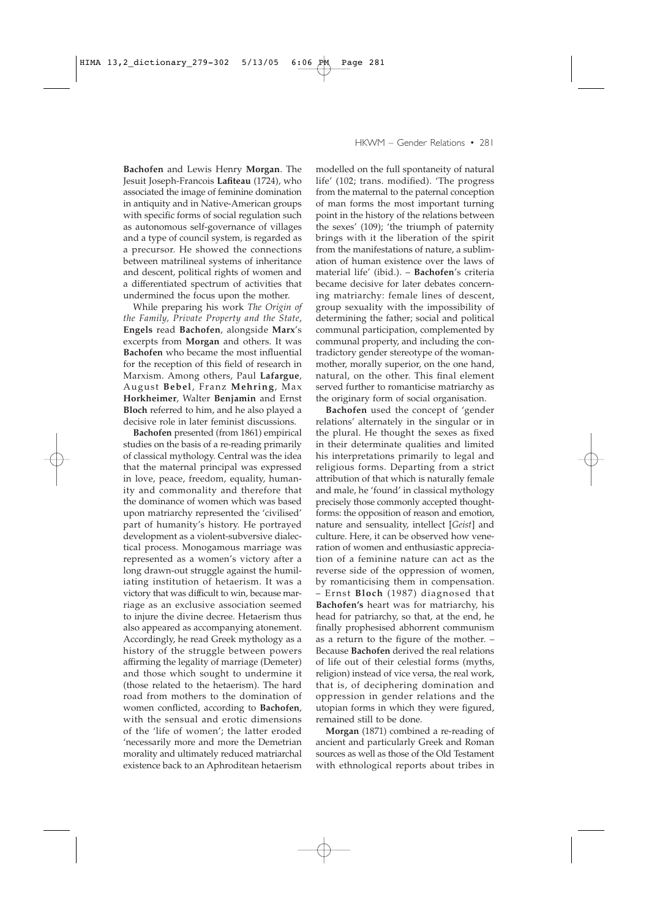**Bachofen** and Lewis Henry **Morgan**. The Jesuit Joseph-Francois **Lafiteau** (1724), who associated the image of feminine domination in antiquity and in Native-American groups with specific forms of social regulation such as autonomous self-governance of villages and a type of council system, is regarded as a precursor. He showed the connections between matrilineal systems of inheritance and descent, political rights of women and a differentiated spectrum of activities that undermined the focus upon the mother.

While preparing his work *The Origin of the Family, Private Property and the State*, **Engels** read **Bachofen**, alongside **Marx**'s excerpts from **Morgan** and others. It was **Bachofen** who became the most influential for the reception of this field of research in Marxism. Among others, Paul **Lafargue**, August **Bebel**, Franz **Mehring**, Max **Horkheimer**, Walter **Benjamin** and Ernst **Bloch** referred to him, and he also played a decisive role in later feminist discussions.

**Bachofen** presented (from 1861) empirical studies on the basis of a re-reading primarily of classical mythology. Central was the idea that the maternal principal was expressed in love, peace, freedom, equality, humanity and commonality and therefore that the dominance of women which was based upon matriarchy represented the 'civilised' part of humanity's history. He portrayed development as a violent-subversive dialectical process. Monogamous marriage was represented as a women's victory after a long drawn-out struggle against the humiliating institution of hetaerism. It was a victory that was difficult to win, because marriage as an exclusive association seemed to injure the divine decree. Hetaerism thus also appeared as accompanying atonement. Accordingly, he read Greek mythology as a history of the struggle between powers affirming the legality of marriage (Demeter) and those which sought to undermine it (those related to the hetaerism). The hard road from mothers to the domination of women conflicted, according to **Bachofen**, with the sensual and erotic dimensions of the 'life of women'; the latter eroded 'necessarily more and more the Demetrian morality and ultimately reduced matriarchal existence back to an Aphroditean hetaerism modelled on the full spontaneity of natural life' (102; trans. modified). 'The progress from the maternal to the paternal conception of man forms the most important turning point in the history of the relations between the sexes' (109); 'the triumph of paternity brings with it the liberation of the spirit from the manifestations of nature, a sublimation of human existence over the laws of material life' (ibid.). – **Bachofen**'s criteria became decisive for later debates concerning matriarchy: female lines of descent, group sexuality with the impossibility of determining the father; social and political communal participation, complemented by communal property, and including the contradictory gender stereotype of the woman-mother, morally superior, on the one hand, natural, on the other. This final element served further to romanticise matriarchy as the originary form of social organisation.

**Bachofen** used the concept of 'gender relations' alternately in the singular or in the plural. He thought the sexes as fixed in their determinate qualities and limited his interpretations primarily to legal and religious forms. Departing from a strict attribution of that which is naturally female and male, he 'found' in classical mythology precisely those commonly accepted thought-forms: the opposition of reason and emotion, nature and sensuality, intellect [*Geist*] and culture. Here, it can be observed how veneration of women and enthusiastic appreciation of a feminine nature can act as the reverse side of the oppression of women, by romanticising them in compensation. – Ernst **Bloch** (1987) diagnosed that **Bachofen's** heart was for matriarchy, his head for patriarchy, so that, at the end, he finally prophesised abhorrent communism as a return to the figure of the mother. – Because **Bachofen** derived the real relations of life out of their celestial forms (myths, religion) instead of vice versa, the real work, that is, of deciphering domination and oppression in gender relations and the utopian forms in which they were figured, remained still to be done.

**Morgan** (1871) combined a re-reading of ancient and particularly Greek and Roman sources as well as those of the Old Testament with ethnological reports about tribes in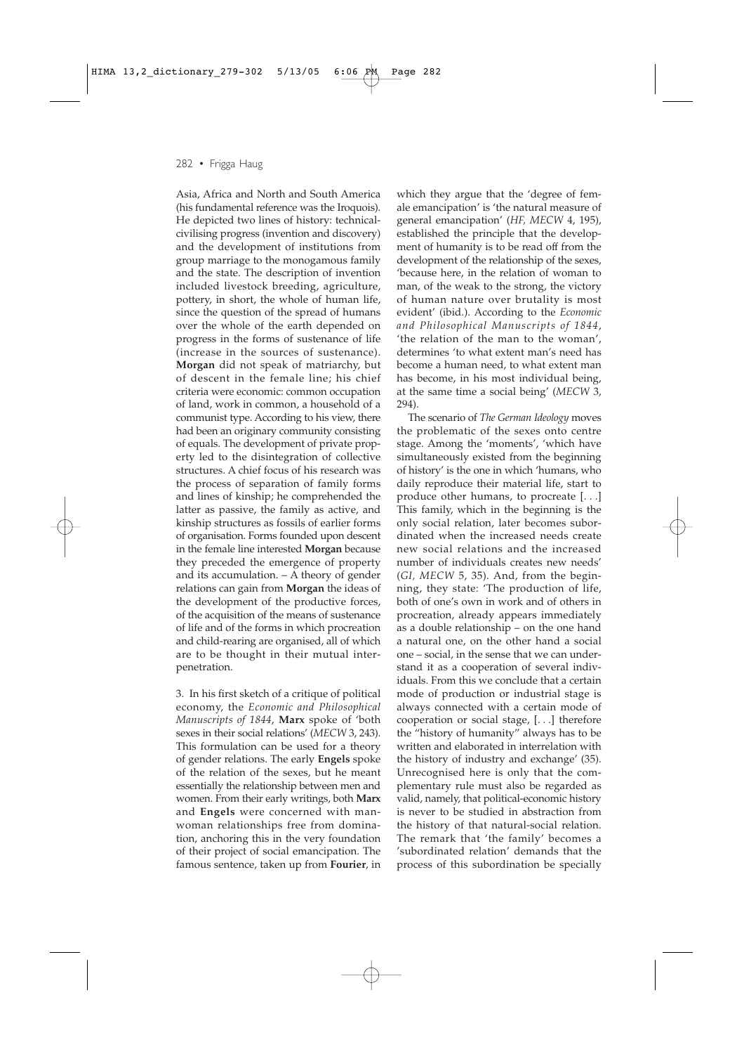Asia, Africa and North and South America (his fundamental reference was the Iroquois). He depicted two lines of history: technical-civilising progress (invention and discovery) and the development of institutions from group marriage to the monogamous family and the state. The description of invention included livestock breeding, agriculture, pottery, in short, the whole of human life, since the question of the spread of humans over the whole of the earth depended on progress in the forms of sustenance of life (increase in the sources of sustenance). **Morgan** did not speak of matriarchy, but of descent in the female line; his chief criteria were economic: common occupation of land, work in common, a household of a communist type. According to his view, there had been an originary community consisting of equals. The development of private property led to the disintegration of collective structures. A chief focus of his research was the process of separation of family forms and lines of kinship; he comprehended the latter as passive, the family as active, and kinship structures as fossils of earlier forms of organisation. Forms founded upon descent in the female line interested **Morgan** because they preceded the emergence of property and its accumulation. – A theory of gender relations can gain from **Morgan** the ideas of the development of the productive forces, of the acquisition of the means of sustenance of life and of the forms in which procreation and child-rearing are organised, all of which are to be thought in their mutual interpenetration.

3. In his first sketch of a critique of political economy, the *Economic and Philosophical Manuscripts of 1844*, **Marx** spoke of 'both sexes in their social relations' (*MECW* 3, 243). This formulation can be used for a theory of gender relations. The early **Engels** spoke of the relation of the sexes, but he meant essentially the relationship between men and women. From their early writings, both **Marx** and **Engels** were concerned with man-woman relationships free from domination, anchoring this in the very foundation of their project of social emancipation. The famous sentence, taken up from **Fourier**, in which they argue that the 'degree of female emancipation' is 'the natural measure of general emancipation' (*HF, MECW* 4, 195), established the principle that the development of humanity is to be read off from the development of the relationship of the sexes, 'because here, in the relation of woman to man, of the weak to the strong, the victory of human nature over brutality is most evident' (ibid.). According to the *Economic and Philosophical Manuscripts of 1844*, 'the relation of the man to the woman', determines 'to what extent man's need has become a human need, to what extent man has become, in his most individual being, at the same time a social being' (*MECW* 3, 294).

The scenario of *The German Ideology* moves the problematic of the sexes onto centre stage. Among the 'moments', 'which have simultaneously existed from the beginning of history' is the one in which 'humans, who daily reproduce their material life, start to produce other humans, to procreate [. . .] This family, which in the beginning is the only social relation, later becomes subordinated when the increased needs create new social relations and the increased number of individuals creates new needs' (*GI, MECW* 5, 35). And, from the beginning, they state: 'The production of life, both of one's own in work and of others in procreation, already appears immediately as a double relationship – on the one hand a natural one, on the other hand a social one – social, in the sense that we can understand it as a cooperation of several individuals. From this we conclude that a certain mode of production or industrial stage is always connected with a certain mode of cooperation or social stage, [. . .] therefore the "history of humanity" always has to be written and elaborated in interrelation with the history of industry and exchange' (35). Unrecognised here is only that the complementary rule must also be regarded as valid, namely, that political-economic history is never to be studied in abstraction from the history of that natural-social relation. The remark that 'the family' becomes a 'subordinated relation' demands that the process of this subordination be specially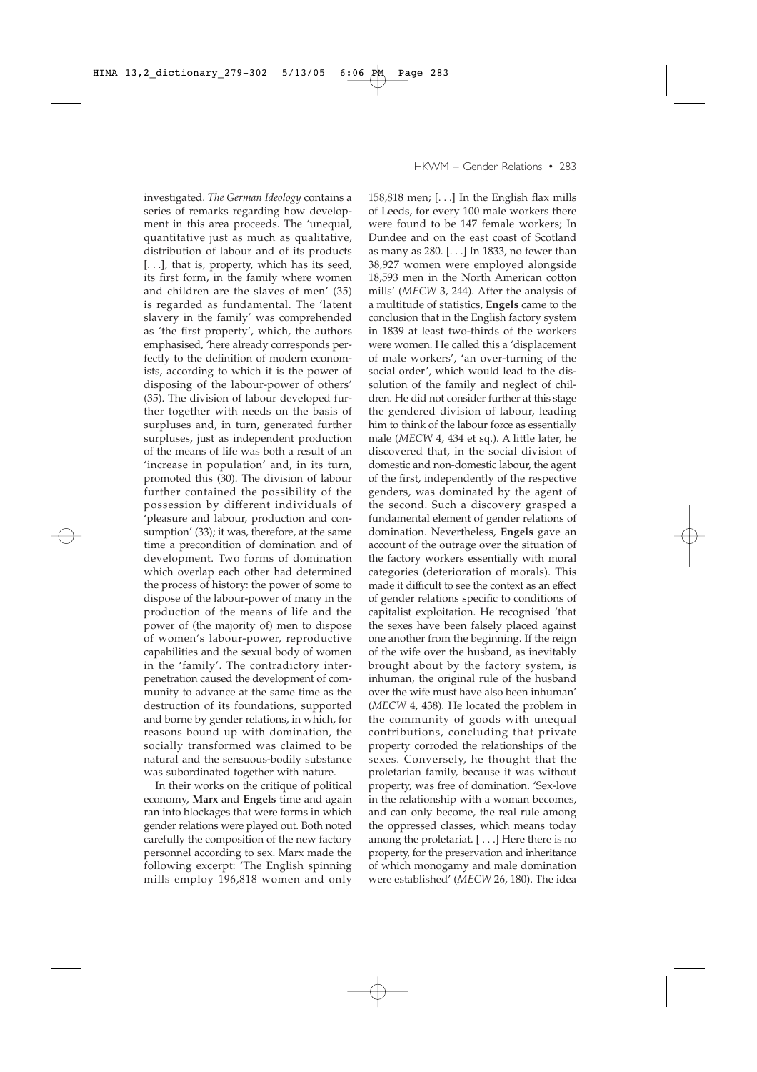investigated. *The German Ideology* contains a series of remarks regarding how development in this area proceeds. The 'unequal, quantitative just as much as qualitative, distribution of labour and of its products [. . .], that is, property, which has its seed, its first form, in the family where women and children are the slaves of men' (35) is regarded as fundamental. The 'latent slavery in the family' was comprehended as 'the first property', which, the authors emphasised, 'here already corresponds perfectly to the definition of modern economists, according to which it is the power of disposing of the labour-power of others' (35). The division of labour developed further together with needs on the basis of surpluses and, in turn, generated further surpluses, just as independent production of the means of life was both a result of an 'increase in population' and, in its turn, promoted this (30). The division of labour further contained the possibility of the possession by different individuals of 'pleasure and labour, production and consumption' (33); it was, therefore, at the same time a precondition of domination and of development. Two forms of domination which overlap each other had determined the process of history: the power of some to dispose of the labour-power of many in the production of the means of life and the power of (the majority of) men to dispose of women's labour-power, reproductive capabilities and the sexual body of women in the 'family'. The contradictory interpenetration caused the development of community to advance at the same time as the destruction of its foundations, supported and borne by gender relations, in which, for reasons bound up with domination, the socially transformed was claimed to be natural and the sensuous-bodily substance was subordinated together with nature.

In their works on the critique of political economy, **Marx** and **Engels** time and again ran into blockages that were forms in which gender relations were played out. Both noted carefully the composition of the new factory personnel according to sex. Marx made the following excerpt: 'The English spinning mills employ 196,818 women and only 158,818 men; [. . .] In the English flax mills of Leeds, for every 100 male workers there were found to be 147 female workers; In Dundee and on the east coast of Scotland as many as 280. [. . .] In 1833, no fewer than 38,927 women were employed alongside 18,593 men in the North American cotton mills' (*MECW* 3, 244). After the analysis of a multitude of statistics, **Engels** came to the conclusion that in the English factory system in 1839 at least two-thirds of the workers were women. He called this a 'displacement of male workers', 'an over-turning of the social order', which would lead to the dissolution of the family and neglect of children. He did not consider further at this stage the gendered division of labour, leading him to think of the labour force as essentially male (*MECW* 4, 434 et sq.). A little later, he discovered that, in the social division of domestic and non-domestic labour, the agent of the first, independently of the respective genders, was dominated by the agent of the second. Such a discovery grasped a fundamental element of gender relations of domination. Nevertheless, **Engels** gave an account of the outrage over the situation of the factory workers essentially with moral categories (deterioration of morals). This made it difficult to see the context as an effect of gender relations specific to conditions of capitalist exploitation. He recognised 'that the sexes have been falsely placed against one another from the beginning. If the reign of the wife over the husband, as inevitably brought about by the factory system, is inhuman, the original rule of the husband over the wife must have also been inhuman' (*MECW* 4, 438). He located the problem in the community of goods with unequal contributions, concluding that private property corroded the relationships of the sexes. Conversely, he thought that the proletarian family, because it was without property, was free of domination. 'Sex-love in the relationship with a woman becomes, and can only become, the real rule among the oppressed classes, which means today among the proletariat. [. . .] Here there is no property, for the preservation and inheritance of which monogamy and male domination were established' (*MECW* 26, 180). The idea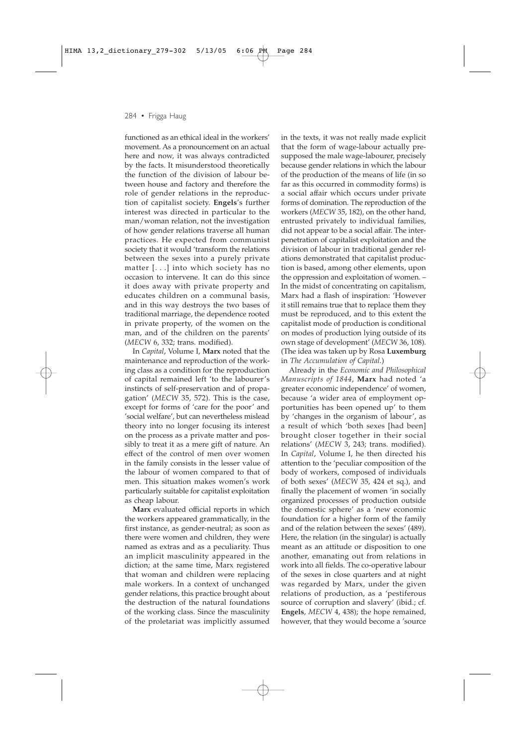functioned as an ethical ideal in the workers' movement. As a pronouncement on an actual here and now, it was always contradicted by the facts. It misunderstood theoretically the function of the division of labour between house and factory and therefore the role of gender relations in the reproduction of capitalist society. **Engels**'s further interest was directed in particular to the man/woman relation, not the investigation of how gender relations traverse all human practices. He expected from communist society that it would 'transform the relations between the sexes into a purely private matter [. . .] into which society has no occasion to intervene. It can do this since it does away with private property and educates children on a communal basis, and in this way destroys the two bases of traditional marriage, the dependence rooted in private property, of the women on the man, and of the children on the parents' (*MECW* 6, 332; trans. modified).

In *Capital*, Volume I, **Marx** noted that the maintenance and reproduction of the working class as a condition for the reproduction of capital remained left 'to the labourer's instincts of self-preservation and of propagation' (*MECW* 35, 572). This is the case, except for forms of 'care for the poor' and 'social welfare', but can nevertheless mislead theory into no longer focusing its interest on the process as a private matter and possibly to treat it as a mere gift of nature. An effect of the control of men over women in the family consists in the lesser value of the labour of women compared to that of men. This situation makes women's work particularly suitable for capitalist exploitation as cheap labour.

**Marx** evaluated official reports in which the workers appeared grammatically, in the first instance, as gender-neutral; as soon as there were women and children, they were named as extras and as a peculiarity. Thus an implicit masculinity appeared in the diction; at the same time, Marx registered that woman and children were replacing male workers. In a context of unchanged gender relations, this practice brought about the destruction of the natural foundations of the working class. Since the masculinity of the proletariat was implicitly assumed in the texts, it was not really made explicit that the form of wage-labour actually presupposed the male wage-labourer, precisely because gender relations in which the labour of the production of the means of life (in so far as this occurred in commodity forms) is a social affair which occurs under private forms of domination. The reproduction of the workers (*MECW* 35, 182), on the other hand, entrusted privately to individual families, did not appear to be a social affair. The interpenetration of capitalist exploitation and the division of labour in traditional gender relations demonstrated that capitalist production is based, among other elements, upon the oppression and exploitation of women. – In the midst of concentrating on capitalism, Marx had a flash of inspiration: 'However it still remains true that to replace them they must be reproduced, and to this extent the capitalist mode of production is conditional on modes of production lying outside of its own stage of development' (*MECW* 36, 108). (The idea was taken up by Rosa **Luxemburg** in *The Accumulation of Capital*.)

Already in the *Economic and Philosophical Manuscripts of 1844*, **Marx** had noted 'a greater economic independence' of women, because 'a wider area of employment opportunities has been opened up' to them by 'changes in the organism of labour', as a result of which 'both sexes [had been] brought closer together in their social relations' (*MECW* 3, 243; trans. modified). In *Capital*, Volume I, he then directed his attention to the 'peculiar composition of the body of workers, composed of individuals of both sexes' (*MECW* 35, 424 et sq.), and finally the placement of women 'in socially organized processes of production outside the domestic sphere' as a 'new economic foundation for a higher form of the family and of the relation between the sexes' (489). Here, the relation (in the singular) is actually meant as an attitude or disposition to one another, emanating out from relations in work into all fields. The co-operative labour of the sexes in close quarters and at night was regarded by Marx, under the given relations of production, as a 'pestiferous source of corruption and slavery' (ibid.; cf. **Engels**, *MECW* 4, 438); the hope remained, however, that they would become a 'source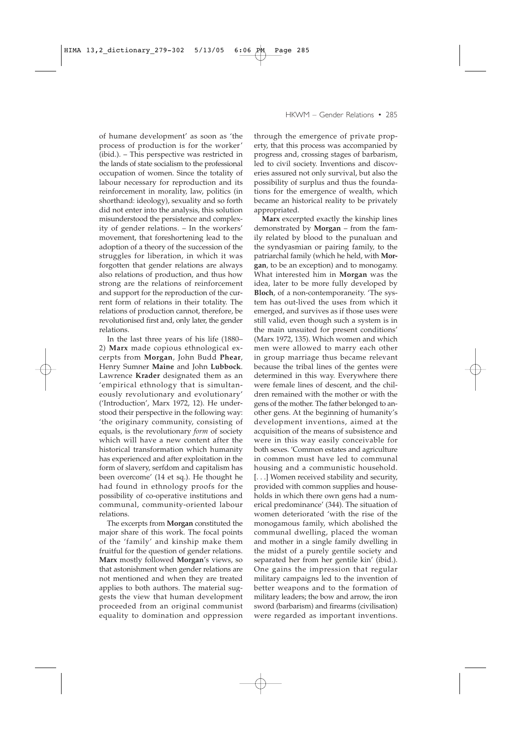of humane development' as soon as 'the process of production is for the worker' (ibid.). – This perspective was restricted in the lands of state socialism to the professional occupation of women. Since the totality of labour necessary for reproduction and its reinforcement in morality, law, politics (in shorthand: ideology), sexuality and so forth did not enter into the analysis, this solution misunderstood the persistence and complexity of gender relations. – In the workers' movement, that foreshortening lead to the adoption of a theory of the succession of the struggles for liberation, in which it was forgotten that gender relations are always also relations of production, and thus how strong are the relations of reinforcement and support for the reproduction of the current form of relations in their totality. The relations of production cannot, therefore, be revolutionised first and, only later, the gender relations.

In the last three years of his life (1880–2) **Marx** made copious ethnological excerpts from **Morgan**, John Budd **Phear**, Henry Sumner **Maine** and John **Lubbock**. Lawrence **Krader** designated them as an 'empirical ethnology that is simultaneously revolutionary and evolutionary' ('Introduction', Marx 1972, 12). He understood their perspective in the following way: 'the originary community, consisting of equals, is the revolutionary *form* of society which will have a new content after the historical transformation which humanity has experienced and after exploitation in the form of slavery, serfdom and capitalism has been overcome' (14 et sq.). He thought he had found in ethnology proofs for the possibility of co-operative institutions and communal, community-oriented labour relations.

The excerpts from **Morgan** constituted the major share of this work. The focal points of the 'family' and kinship make them fruitful for the question of gender relations. **Marx** mostly followed **Morgan**'s views, so that astonishment when gender relations are not mentioned and when they are treated applies to both authors. The material suggests the view that human development proceeded from an original communist equality to domination and oppression through the emergence of private property, that this process was accompanied by progress and, crossing stages of barbarism, led to civil society. Inventions and discoveries assured not only survival, but also the possibility of surplus and thus the foundations for the emergence of wealth, which became an historical reality to be privately appropriated.

**Marx** excerpted exactly the kinship lines demonstrated by **Morgan** – from the family related by blood to the punaluan and the syndyasmian or pairing family, to the patriarchal family (which he held, with **Morgan**, to be an exception) and to monogamy. What interested him in **Morgan** was the idea, later to be more fully developed by **Bloch**, of a non-contemporaneity. 'The system has out-lived the uses from which it emerged, and survives as if those uses were still valid, even though such a system is in the main unsuited for present conditions' (Marx 1972, 135). Which women and which men were allowed to marry each other in group marriage thus became relevant because the tribal lines of the gentes were determined in this way. Everywhere there were female lines of descent, and the children remained with the mother or with the gens of the mother. The father belonged to another gens. At the beginning of humanity's development inventions, aimed at the acquisition of the means of subsistence and were in this way easily conceivable for both sexes. 'Common estates and agriculture in common must have led to communal housing and a communistic household. [. . .] Women received stability and security, provided with common supplies and households in which there own gens had a numerical predominance' (344). The situation of women deteriorated 'with the rise of the monogamous family, which abolished the communal dwelling, placed the woman and mother in a single family dwelling in the midst of a purely gentile society and separated her from her gentile kin' (ibid.). One gains the impression that regular military campaigns led to the invention of better weapons and to the formation of military leaders; the bow and arrow, the iron sword (barbarism) and firearms (civilisation) were regarded as important inventions.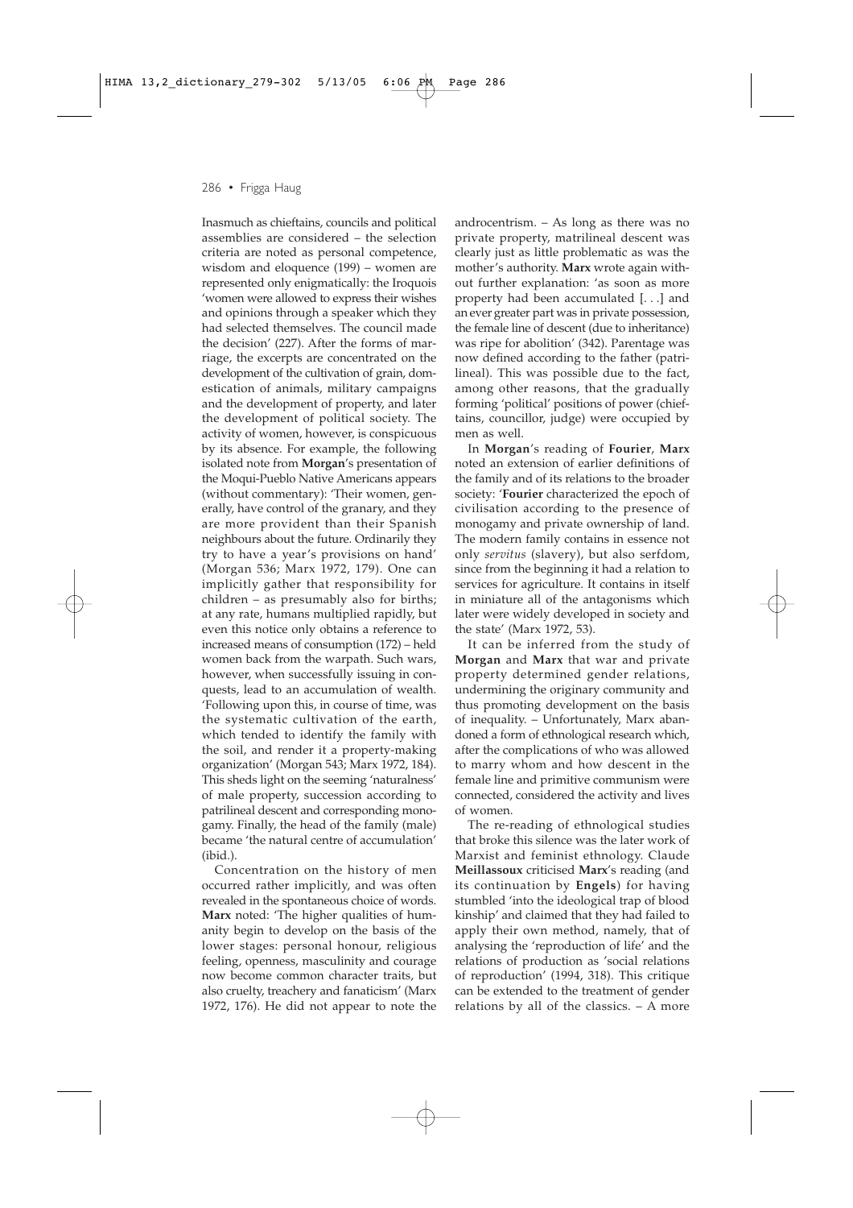Inasmuch as chieftains, councils and political assemblies are considered – the selection criteria are noted as personal competence, wisdom and eloquence (199) – women are represented only enigmatically: the Iroquois 'women were allowed to express their wishes and opinions through a speaker which they had selected themselves. The council made the decision' (227). After the forms of marriage, the excerpts are concentrated on the development of the cultivation of grain, domestication of animals, military campaigns and the development of property, and later the development of political society. The activity of women, however, is conspicuous by its absence. For example, the following isolated note from **Morgan**'s presentation of the Moqui-Pueblo Native Americans appears (without commentary): 'Their women, generally, have control of the granary, and they are more provident than their Spanish neighbours about the future. Ordinarily they try to have a year's provisions on hand' (Morgan 536; Marx 1972, 179). One can implicitly gather that responsibility for children – as presumably also for births; at any rate, humans multiplied rapidly, but even this notice only obtains a reference to increased means of consumption (172) – held women back from the warpath. Such wars, however, when successfully issuing in conquests, lead to an accumulation of wealth. 'Following upon this, in course of time, was the systematic cultivation of the earth, which tended to identify the family with the soil, and render it a property-making organization' (Morgan 543; Marx 1972, 184). This sheds light on the seeming 'naturalness' of male property, succession according to patrilineal descent and corresponding monogamy. Finally, the head of the family (male) became 'the natural centre of accumulation' (ibid.).

Concentration on the history of men occurred rather implicitly, and was often revealed in the spontaneous choice of words. **Marx** noted: 'The higher qualities of humanity begin to develop on the basis of the lower stages: personal honour, religious feeling, openness, masculinity and courage now become common character traits, but also cruelty, treachery and fanaticism' (Marx 1972, 176). He did not appear to note the androcentrism. – As long as there was no private property, matrilineal descent was clearly just as little problematic as was the mother's authority. **Marx** wrote again without further explanation: 'as soon as more property had been accumulated [. . .] and an ever greater part was in private possession, the female line of descent (due to inheritance) was ripe for abolition' (342). Parentage was now defined according to the father (patrilineal). This was possible due to the fact, among other reasons, that the gradually forming 'political' positions of power (chieftains, councillor, judge) were occupied by men as well.

In **Morgan**'s reading of **Fourier**, **Marx** noted an extension of earlier definitions of the family and of its relations to the broader society: '**Fourier** characterized the epoch of civilisation according to the presence of monogamy and private ownership of land. The modern family contains in essence not only *servitus* (slavery), but also serfdom, since from the beginning it had a relation to services for agriculture. It contains in itself in miniature all of the antagonisms which later were widely developed in society and the state' (Marx 1972, 53).

It can be inferred from the study of **Morgan** and **Marx** that war and private property determined gender relations, undermining the originary community and thus promoting development on the basis of inequality. – Unfortunately, Marx abandoned a form of ethnological research which, after the complications of who was allowed to marry whom and how descent in the female line and primitive communism were connected, considered the activity and lives of women.

The re-reading of ethnological studies that broke this silence was the later work of Marxist and feminist ethnology. Claude **Meillassoux** criticised **Marx**'s reading (and its continuation by **Engels**) for having stumbled 'into the ideological trap of blood kinship' and claimed that they had failed to apply their own method, namely, that of analysing the 'reproduction of life' and the relations of production as 'social relations of reproduction' (1994, 318). This critique can be extended to the treatment of gender relations by all of the classics. – A more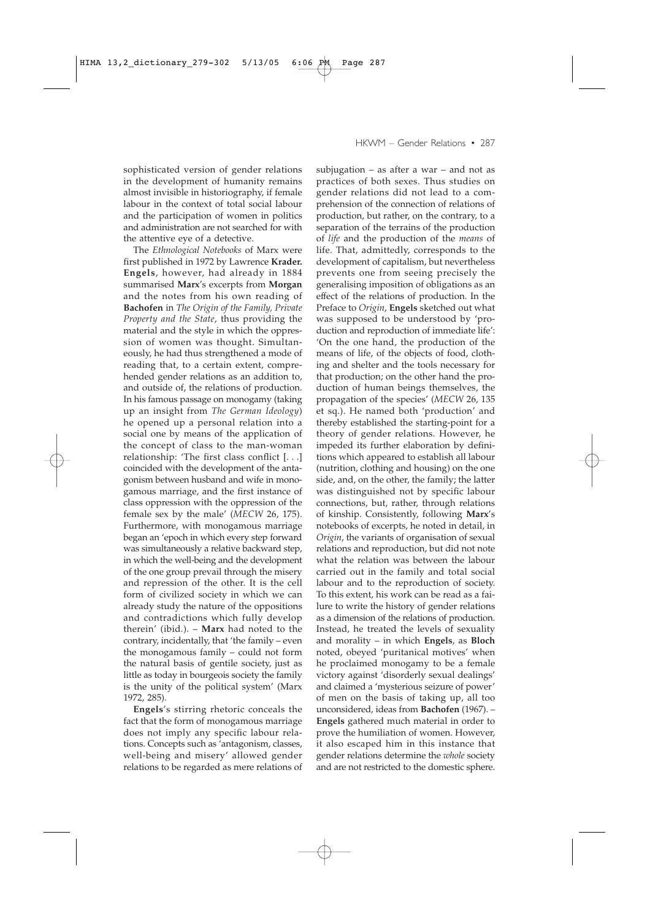sophisticated version of gender relations in the development of humanity remains almost invisible in historiography, if female labour in the context of total social labour and the participation of women in politics and administration are not searched for with the attentive eye of a detective.

The *Ethnological Notebooks* of Marx were first published in 1972 by Lawrence **Krader.** **Engels**, however, had already in 1884 summarised **Marx**'s excerpts from **Morgan** and the notes from his own reading of **Bachofen** in *The Origin of the Family, Private Property and the State*, thus providing the material and the style in which the oppression of women was thought. Simultaneously, he had thus strengthened a mode of reading that, to a certain extent, comprehended gender relations as an addition to, and outside of, the relations of production. In his famous passage on monogamy (taking up an insight from *The German Ideology*) he opened up a personal relation into a social one by means of the application of the concept of class to the man-woman relationship: 'The first class conflict [. . .] coincided with the development of the antagonism between husband and wife in monogamous marriage, and the first instance of class oppression with the oppression of the female sex by the male' (*MECW* 26, 175). Furthermore, with monogamous marriage began an 'epoch in which every step forward was simultaneously a relative backward step, in which the well-being and the development of the one group prevail through the misery and repression of the other. It is the cell form of civilized society in which we can already study the nature of the oppositions and contradictions which fully develop therein' (ibid.). – **Marx** had noted to the contrary, incidentally, that 'the family – even the monogamous family – could not form the natural basis of gentile society, just as little as today in bourgeois society the family is the unity of the political system' (Marx 1972, 285).

**Engels**'s stirring rhetoric conceals the fact that the form of monogamous marriage does not imply any specific labour relations. Concepts such as 'antagonism, classes, well-being and misery' allowed gender relations to be regarded as mere relations of subjugation – as after a war – and not as practices of both sexes. Thus studies on gender relations did not lead to a comprehension of the connection of relations of production, but rather, on the contrary, to a separation of the terrains of the production of *life* and the production of the *means* of life. That, admittedly, corresponds to the development of capitalism, but nevertheless prevents one from seeing precisely the generalising imposition of obligations as an effect of the relations of production. In the Preface to *Origin*, **Engels** sketched out what was supposed to be understood by 'production and reproduction of immediate life': 'On the one hand, the production of the means of life, of the objects of food, clothing and shelter and the tools necessary for that production; on the other hand the production of human beings themselves, the propagation of the species' (*MECW* 26, 135 et sq.). He named both 'production' and thereby established the starting-point for a theory of gender relations. However, he impeded its further elaboration by definitions which appeared to establish all labour (nutrition, clothing and housing) on the one side, and, on the other, the family; the latter was distinguished not by specific labour connections, but, rather, through relations of kinship. Consistently, following **Marx**'s notebooks of excerpts, he noted in detail, in *Origin*, the variants of organisation of sexual relations and reproduction, but did not note what the relation was between the labour carried out in the family and total social labour and to the reproduction of society. To this extent, his work can be read as a failure to write the history of gender relations as a dimension of the relations of production. Instead, he treated the levels of sexuality and morality – in which **Engels**, as **Bloch** noted, obeyed 'puritanical motives' when he proclaimed monogamy to be a female victory against 'disorderly sexual dealings' and claimed a 'mysterious seizure of power' of men on the basis of taking up, all too unconsidered, ideas from **Bachofen** (1967). – **Engels** gathered much material in order to prove the humiliation of women. However, it also escaped him in this instance that gender relations determine the *whole* society and are not restricted to the domestic sphere.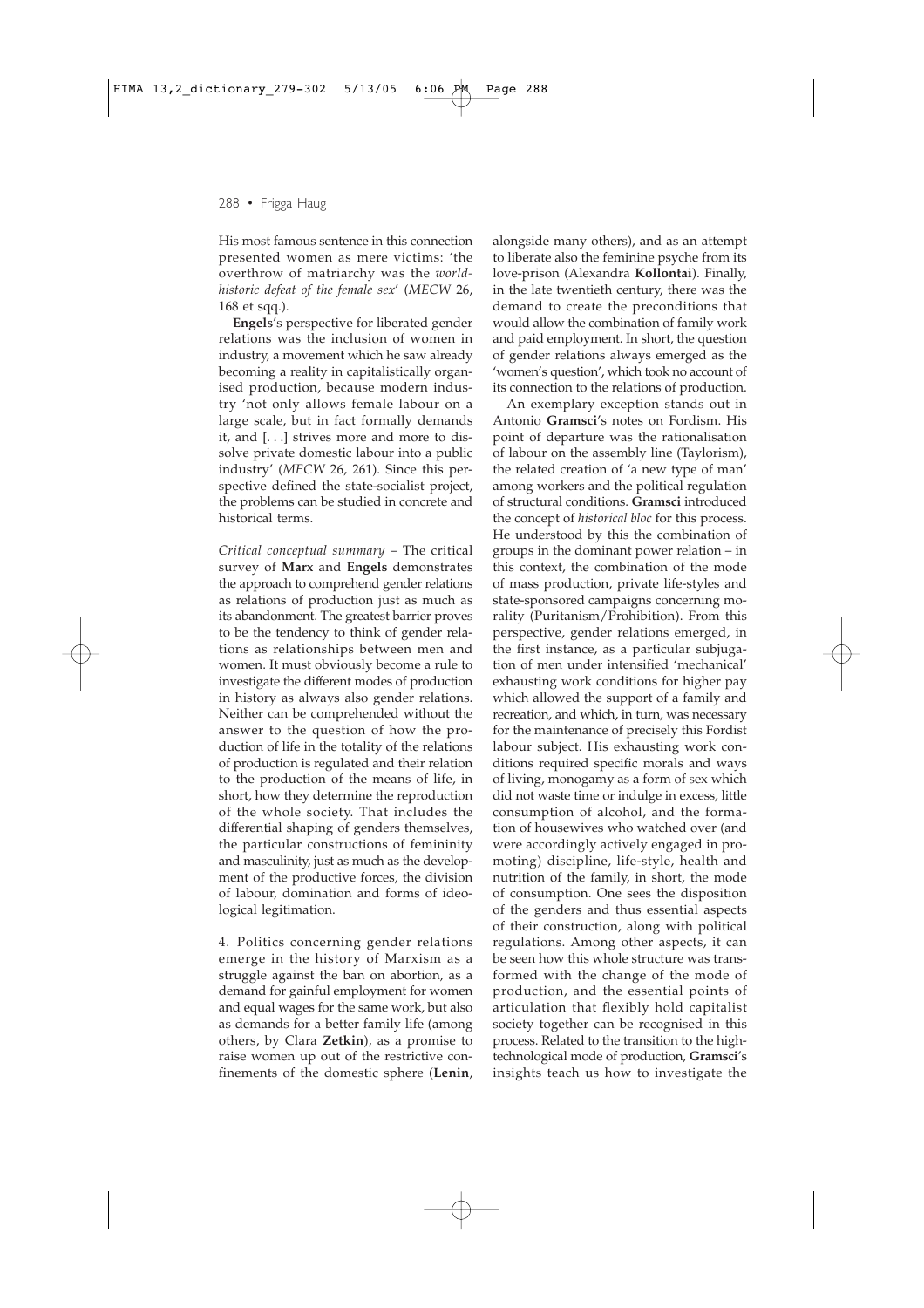His most famous sentence in this connection presented women as mere victims: 'the overthrow of matriarchy was the *world-historic defeat of the female sex*' (*MECW* 26, 168 et sqq.).

**Engels**'s perspective for liberated gender relations was the inclusion of women in industry, a movement which he saw already becoming a reality in capitalistically organised production, because modern industry 'not only allows female labour on a large scale, but in fact formally demands it, and [. . .] strives more and more to dissolve private domestic labour into a public industry' (*MECW* 26, 261). Since this perspective defined the state-socialist project, the problems can be studied in concrete and historical terms.

*Critical conceptual summary* – The critical survey of **Marx** and **Engels** demonstrates the approach to comprehend gender relations as relations of production just as much as its abandonment. The greatest barrier proves to be the tendency to think of gender relations as relationships between men and women. It must obviously become a rule to investigate the different modes of production in history as always also gender relations. Neither can be comprehended without the answer to the question of how the production of life in the totality of the relations of production is regulated and their relation to the production of the means of life, in short, how they determine the reproduction of the whole society. That includes the differential shaping of genders themselves, the particular constructions of femininity and masculinity, just as much as the development of the productive forces, the division of labour, domination and forms of ideological legitimation.

4. Politics concerning gender relations emerge in the history of Marxism as a struggle against the ban on abortion, as a demand for gainful employment for women and equal wages for the same work, but also as demands for a better family life (among others, by Clara **Zetkin**), as a promise to raise women up out of the restrictive confinements of the domestic sphere (**Lenin**, alongside many others), and as an attempt to liberate also the feminine psyche from its love-prison (Alexandra **Kollontai**). Finally, in the late twentieth century, there was the demand to create the preconditions that would allow the combination of family work and paid employment. In short, the question of gender relations always emerged as the 'women's question', which took no account of its connection to the relations of production.

An exemplary exception stands out in Antonio **Gramsci**'s notes on Fordism. His point of departure was the rationalisation of labour on the assembly line (Taylorism), the related creation of 'a new type of man' among workers and the political regulation of structural conditions. **Gramsci** introduced the concept of *historical bloc* for this process. He understood by this the combination of groups in the dominant power relation – in this context, the combination of the mode of mass production, private life-styles and state-sponsored campaigns concerning morality (Puritanism/Prohibition). From this perspective, gender relations emerged, in the first instance, as a particular subjugation of men under intensified 'mechanical' exhausting work conditions for higher pay which allowed the support of a family and recreation, and which, in turn, was necessary for the maintenance of precisely this Fordist labour subject. His exhausting work conditions required specific morals and ways of living, monogamy as a form of sex which did not waste time or indulge in excess, little consumption of alcohol, and the formation of housewives who watched over (and were accordingly actively engaged in promoting) discipline, life-style, health and nutrition of the family, in short, the mode of consumption. One sees the disposition of the genders and thus essential aspects of their construction, along with political regulations. Among other aspects, it can be seen how this whole structure was transformed with the change of the mode of production, and the essential points of articulation that flexibly hold capitalist society together can be recognised in this process. Related to the transition to the high-technological mode of production, **Gramsci**'s insights teach us how to investigate the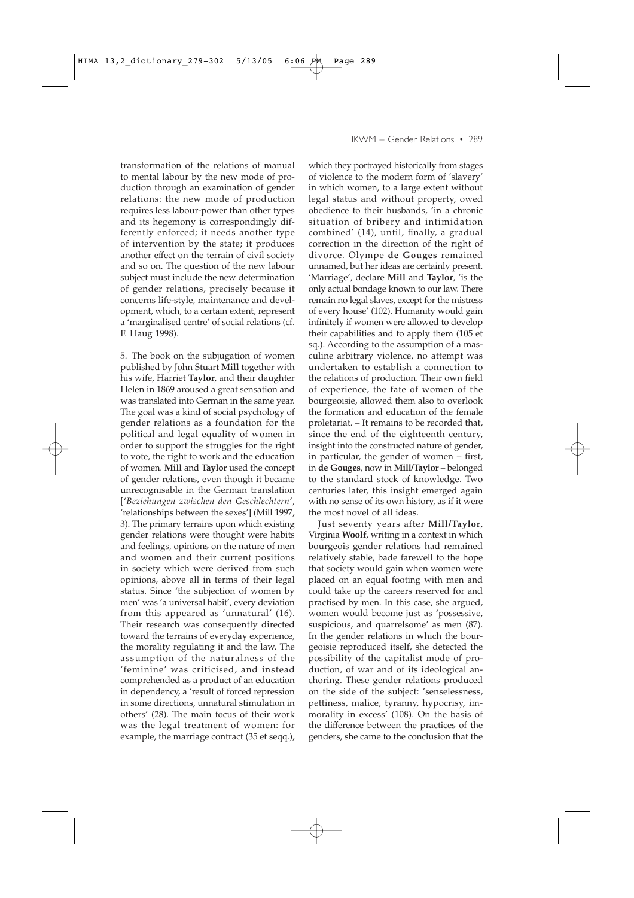transformation of the relations of manual to mental labour by the new mode of production through an examination of gender relations: the new mode of production requires less labour-power than other types and its hegemony is correspondingly differently enforced; it needs another type of intervention by the state; it produces another effect on the terrain of civil society and so on. The question of the new labour subject must include the new determination of gender relations, precisely because it concerns life-style, maintenance and development, which, to a certain extent, represent a 'marginalised centre' of social relations (cf. F. Haug 1998).

5. The book on the subjugation of women published by John Stuart **Mill** together with his wife, Harriet **Taylor**, and their daughter Helen in 1869 aroused a great sensation and was translated into German in the same year. The goal was a kind of social psychology of gender relations as a foundation for the political and legal equality of women in order to support the struggles for the right to vote, the right to work and the education of women. **Mill** and **Taylor** used the concept of gender relations, even though it became unrecognisable in the German translation ['*Beziehungen zwischen den Geschlechtern*', 'relationships between the sexes'] (Mill 1997, 3). The primary terrains upon which existing gender relations were thought were habits and feelings, opinions on the nature of men and women and their current positions in society which were derived from such opinions, above all in terms of their legal status. Since 'the subjection of women by men' was 'a universal habit', every deviation from this appeared as 'unnatural' (16). Their research was consequently directed toward the terrains of everyday experience, the morality regulating it and the law. The assumption of the naturalness of the 'feminine' was criticised, and instead comprehended as a product of an education in dependency, a 'result of forced repression in some directions, unnatural stimulation in others' (28). The main focus of their work was the legal treatment of women: for example, the marriage contract (35 et seqq.), which they portrayed historically from stages of violence to the modern form of 'slavery' in which women, to a large extent without legal status and without property, owed obedience to their husbands, 'in a chronic situation of bribery and intimidation combined' (14), until, finally, a gradual correction in the direction of the right of divorce. Olympe **de Gouges** remained unnamed, but her ideas are certainly present. 'Marriage', declare **Mill** and **Taylor**, 'is the only actual bondage known to our law. There remain no legal slaves, except for the mistress of every house' (102). Humanity would gain infinitely if women were allowed to develop their capabilities and to apply them (105 et sq.). According to the assumption of a masculine arbitrary violence, no attempt was undertaken to establish a connection to the relations of production. Their own field of experience, the fate of women of the bourgeoisie, allowed them also to overlook the formation and education of the female proletariat. – It remains to be recorded that, since the end of the eighteenth century, insight into the constructed nature of gender, in particular, the gender of women – first, in **de Gouges**, now in **Mill/Taylor** – belonged to the standard stock of knowledge. Two centuries later, this insight emerged again with no sense of its own history, as if it were the most novel of all ideas.

Just seventy years after **Mill/Taylor**, Virginia **Woolf**, writing in a context in which bourgeois gender relations had remained relatively stable, bade farewell to the hope that society would gain when women were placed on an equal footing with men and could take up the careers reserved for and practised by men. In this case, she argued, women would become just as 'possessive, suspicious, and quarrelsome' as men (87). In the gender relations in which the bourgeoisie reproduced itself, she detected the possibility of the capitalist mode of production, of war and of its ideological anchoring. These gender relations produced on the side of the subject: 'senselessness, pettiness, malice, tyranny, hypocrisy, immorality in excess' (108). On the basis of the difference between the practices of the genders, she came to the conclusion that the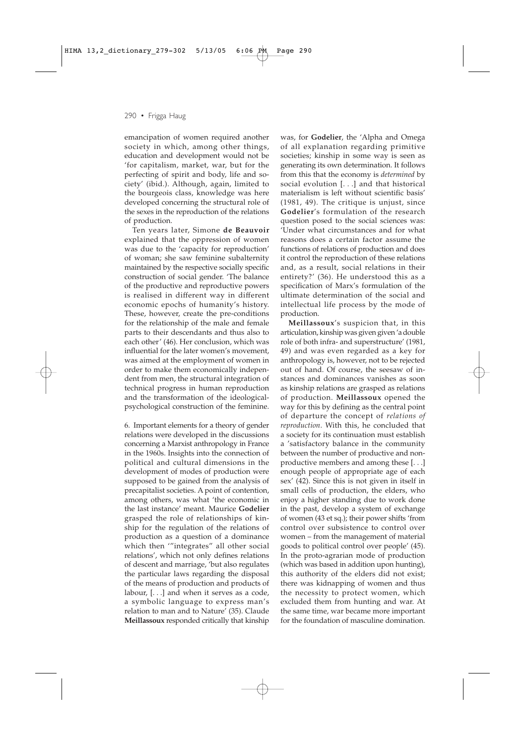emancipation of women required another society in which, among other things, education and development would not be 'for capitalism, market, war, but for the perfecting of spirit and body, life and society' (ibid.). Although, again, limited to the bourgeois class, knowledge was here developed concerning the structural role of the sexes in the reproduction of the relations of production.

Ten years later, Simone **de Beauvoir** explained that the oppression of women was due to the 'capacity for reproduction' of woman; she saw feminine subalternity maintained by the respective socially specific construction of social gender. 'The balance of the productive and reproductive powers is realised in different way in different economic epochs of humanity's history. These, however, create the pre-conditions for the relationship of the male and female parts to their descendants and thus also to each other' (46). Her conclusion, which was influential for the later women's movement, was aimed at the employment of women in order to make them economically independent from men, the structural integration of technical progress in human reproduction and the transformation of the ideological-psychological construction of the feminine.

6. Important elements for a theory of gender relations were developed in the discussions concerning a Marxist anthropology in France in the 1960s. Insights into the connection of political and cultural dimensions in the development of modes of production were supposed to be gained from the analysis of precapitalist societies. A point of contention, among others, was what 'the economic in the last instance' meant. Maurice **Godelier** grasped the role of relationships of kinship for the regulation of the relations of production as a question of a dominance which then '"integrates" all other social relations', which not only defines relations of descent and marriage, 'but also regulates the particular laws regarding the disposal of the means of production and products of labour, [. . .] and when it serves as a code, a symbolic language to express man's relation to man and to Nature' (35). Claude **Meillassoux** responded critically that kinship was, for **Godelier**, the 'Alpha and Omega of all explanation regarding primitive societies; kinship in some way is seen as generating its own determination. It follows from this that the economy is *determined* by social evolution [. . .] and that historical materialism is left without scientific basis' (1981, 49). The critique is unjust, since **Godelier**'s formulation of the research question posed to the social sciences was: 'Under what circumstances and for what reasons does a certain factor assume the functions of relations of production and does it control the reproduction of these relations and, as a result, social relations in their entirety?' (36). He understood this as a specification of Marx's formulation of the ultimate determination of the social and intellectual life process by the mode of production.

**Meillassoux**'s suspicion that, in this articulation, kinship was given given 'a double role of both infra- and superstructure' (1981, 49) and was even regarded as a key for anthropology is, however, not to be rejected out of hand. Of course, the seesaw of instances and dominances vanishes as soon as kinship relations are grasped as relations of production. **Meillassoux** opened the way for this by defining as the central point of departure the concept of *relations of reproduction*. With this, he concluded that a society for its continuation must establish a 'satisfactory balance in the community between the number of productive and non-productive members and among these [. . .] enough people of appropriate age of each sex' (42). Since this is not given in itself in small cells of production, the elders, who enjoy a higher standing due to work done in the past, develop a system of exchange of women (43 et sq.); their power shifts 'from control over subsistence to control over women – from the management of material goods to political control over people' (45). In the proto-agrarian mode of production (which was based in addition upon hunting), this authority of the elders did not exist; there was kidnapping of women and thus the necessity to protect women, which excluded them from hunting and war. At the same time, war became more important for the foundation of masculine domination.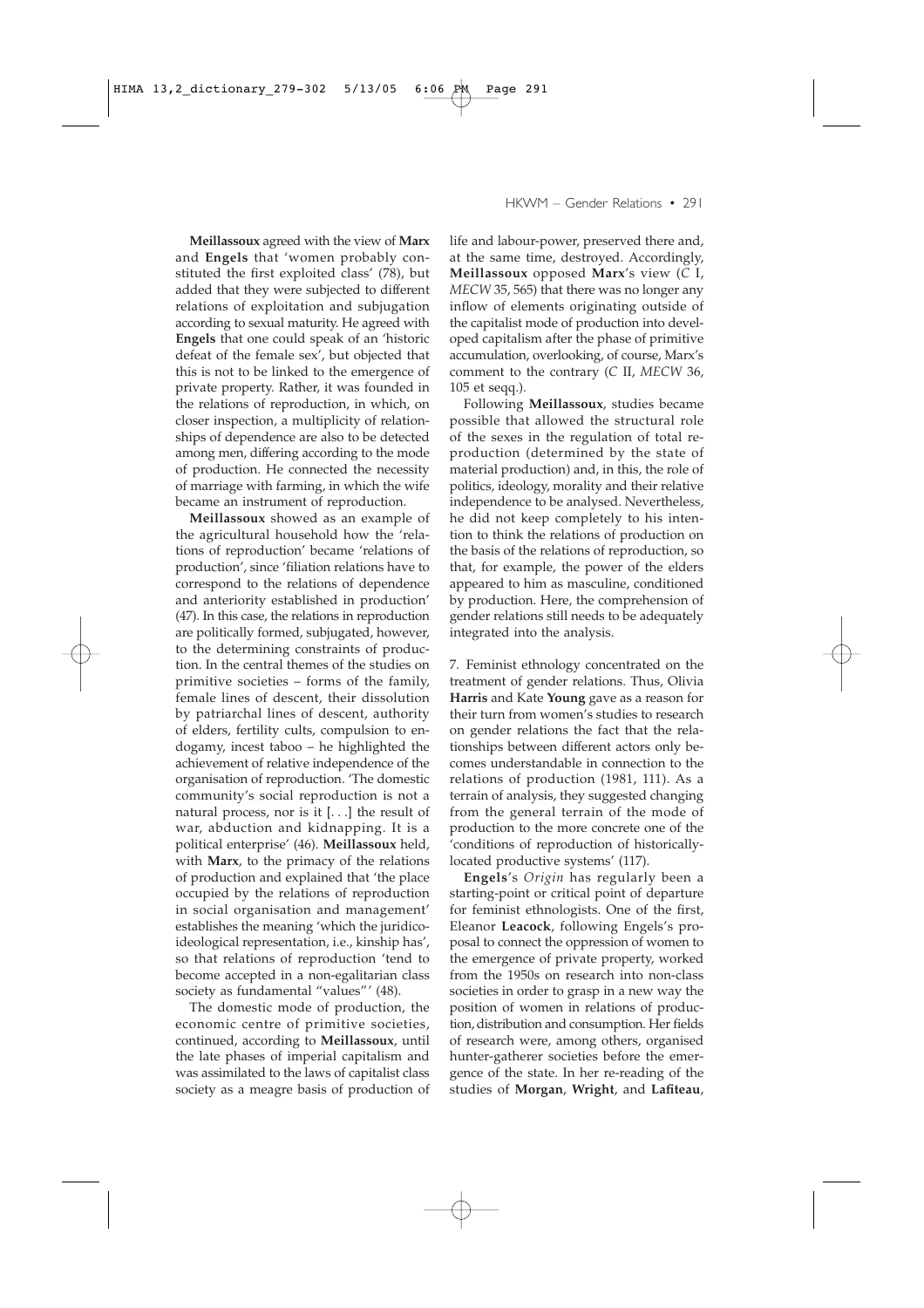**Meillassoux** agreed with the view of **Marx** and **Engels** that 'women probably constituted the first exploited class' (78), but added that they were subjected to different relations of exploitation and subjugation according to sexual maturity. He agreed with **Engels** that one could speak of an 'historic defeat of the female sex', but objected that this is not to be linked to the emergence of private property. Rather, it was founded in the relations of reproduction, in which, on closer inspection, a multiplicity of relationships of dependence are also to be detected among men, differing according to the mode of production. He connected the necessity of marriage with farming, in which the wife became an instrument of reproduction.

**Meillassoux** showed as an example of the agricultural household how the 'relations of reproduction' became 'relations of production', since 'filiation relations have to correspond to the relations of dependence and anteriority established in production' (47). In this case, the relations in reproduction are politically formed, subjugated, however, to the determining constraints of production. In the central themes of the studies on primitive societies – forms of the family, female lines of descent, their dissolution by patriarchal lines of descent, authority of elders, fertility cults, compulsion to endogamy, incest taboo – he highlighted the achievement of relative independence of the organisation of reproduction. 'The domestic community's social reproduction is not a natural process, nor is it [. . .] the result of war, abduction and kidnapping. It is a political enterprise' (46). **Meillassoux** held, with **Marx**, to the primacy of the relations of production and explained that 'the place occupied by the relations of reproduction in social organisation and management' establishes the meaning 'which the juridico-ideological representation, i.e., kinship has', so that relations of reproduction 'tend to become accepted in a non-egalitarian class society as fundamental "values"' (48).

The domestic mode of production, the economic centre of primitive societies, continued, according to **Meillassoux**, until the late phases of imperial capitalism and was assimilated to the laws of capitalist class society as a meagre basis of production of life and labour-power, preserved there and, at the same time, destroyed. Accordingly, **Meillassoux** opposed **Marx**'s view (*C* I, *MECW* 35, 565) that there was no longer any inflow of elements originating outside of the capitalist mode of production into developed capitalism after the phase of primitive accumulation, overlooking, of course, Marx's comment to the contrary (*C* II, *MECW* 36, 105 et seqq.).

Following **Meillassoux**, studies became possible that allowed the structural role of the sexes in the regulation of total reproduction (determined by the state of material production) and, in this, the role of politics, ideology, morality and their relative independence to be analysed. Nevertheless, he did not keep completely to his intention to think the relations of production on the basis of the relations of reproduction, so that, for example, the power of the elders appeared to him as masculine, conditioned by production. Here, the comprehension of gender relations still needs to be adequately integrated into the analysis.

7. Feminist ethnology concentrated on the treatment of gender relations. Thus, Olivia **Harris** and Kate **Young** gave as a reason for their turn from women's studies to research on gender relations the fact that the relationships between different actors only becomes understandable in connection to the relations of production (1981, 111). As a terrain of analysis, they suggested changing from the general terrain of the mode of production to the more concrete one of the 'conditions of reproduction of historically-located productive systems' (117).

**Engels**'s *Origin* has regularly been a starting-point or critical point of departure for feminist ethnologists. One of the first, Eleanor **Leacock**, following Engels's proposal to connect the oppression of women to the emergence of private property, worked from the 1950s on research into non-class societies in order to grasp in a new way the position of women in relations of production, distribution and consumption. Her fields of research were, among others, organised hunter-gatherer societies before the emergence of the state. In her re-reading of the studies of **Morgan**, **Wright**, and **Lafiteau**,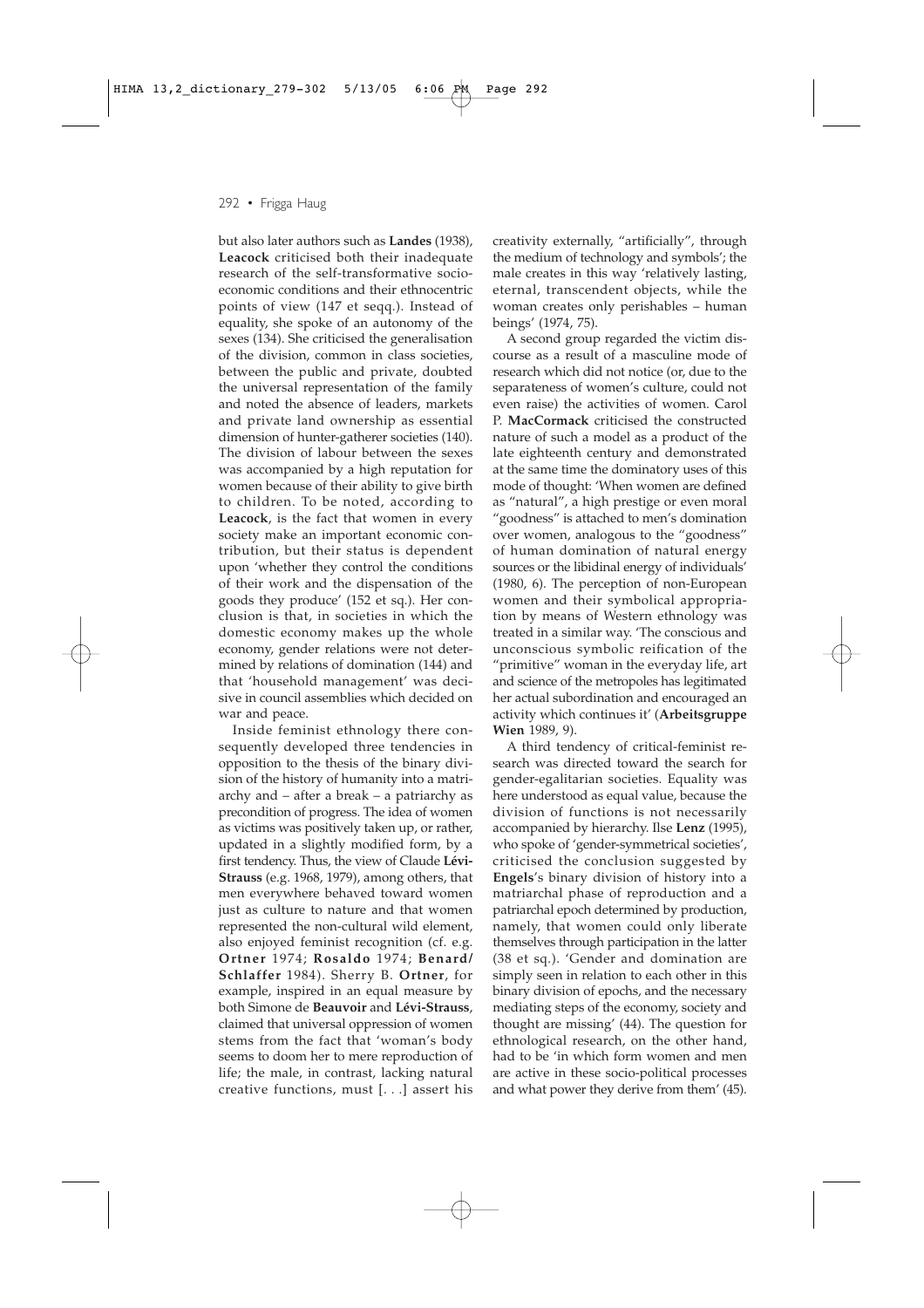but also later authors such as **Landes** (1938), **Leacock** criticised both their inadequate research of the self-transformative socio-economic conditions and their ethnocentric points of view (147 et seqq.). Instead of equality, she spoke of an autonomy of the sexes (134). She criticised the generalisation of the division, common in class societies, between the public and private, doubted the universal representation of the family and noted the absence of leaders, markets and private land ownership as essential dimension of hunter-gatherer societies (140). The division of labour between the sexes was accompanied by a high reputation for women because of their ability to give birth to children. To be noted, according to **Leacock**, is the fact that women in every society make an important economic contribution, but their status is dependent upon 'whether they control the conditions of their work and the dispensation of the goods they produce' (152 et sq.). Her conclusion is that, in societies in which the domestic economy makes up the whole economy, gender relations were not determined by relations of domination (144) and that 'household management' was decisive in council assemblies which decided on war and peace.

Inside feminist ethnology there consequently developed three tendencies in opposition to the thesis of the binary division of the history of humanity into a matriarchy and – after a break – a patriarchy as precondition of progress. The idea of women as victims was positively taken up, or rather, updated in a slightly modified form, by a first tendency. Thus, the view of Claude **Lévi-Strauss** (e.g. 1968, 1979), among others, that men everywhere behaved toward women just as culture to nature and that women represented the non-cultural wild element, also enjoyed feminist recognition (cf. e.g. **Ortner** 1974; **Rosaldo** 1974; **Benard/Schlaffer** 1984). Sherry B. **Ortner**, for example, inspired in an equal measure by both Simone de **Beauvoir** and **Lévi-Strauss**, claimed that universal oppression of women stems from the fact that 'woman's body seems to doom her to mere reproduction of life; the male, in contrast, lacking natural creative functions, must [. . .] assert his creativity externally, "artificially", through the medium of technology and symbols'; the male creates in this way 'relatively lasting, eternal, transcendent objects, while the woman creates only perishables – human beings' (1974, 75).

A second group regarded the victim discourse as a result of a masculine mode of research which did not notice (or, due to the separateness of women's culture, could not even raise) the activities of women. Carol P. **MacCormack** criticised the constructed nature of such a model as a product of the late eighteenth century and demonstrated at the same time the dominatory uses of this mode of thought: 'When women are defined as "natural", a high prestige or even moral "goodness" is attached to men's domination over women, analogous to the "goodness" of human domination of natural energy sources or the libidinal energy of individuals' (1980, 6). The perception of non-European women and their symbolical appropriation by means of Western ethnology was treated in a similar way. 'The conscious and unconscious symbolic reification of the "primitive" woman in the everyday life, art and science of the metropoles has legitimated her actual subordination and encouraged an activity which continues it' (**Arbeitsgruppe Wien** 1989, 9).

A third tendency of critical-feminist research was directed toward the search for gender-egalitarian societies. Equality was here understood as equal value, because the division of functions is not necessarily accompanied by hierarchy. Ilse **Lenz** (1995), who spoke of 'gender-symmetrical societies', criticised the conclusion suggested by **Engels**'s binary division of history into a matriarchal phase of reproduction and a patriarchal epoch determined by production, namely, that women could only liberate themselves through participation in the latter (38 et sq.). 'Gender and domination are simply seen in relation to each other in this binary division of epochs, and the necessary mediating steps of the economy, society and thought are missing' (44). The question for ethnological research, on the other hand, had to be 'in which form women and men are active in these socio-political processes and what power they derive from them' (45).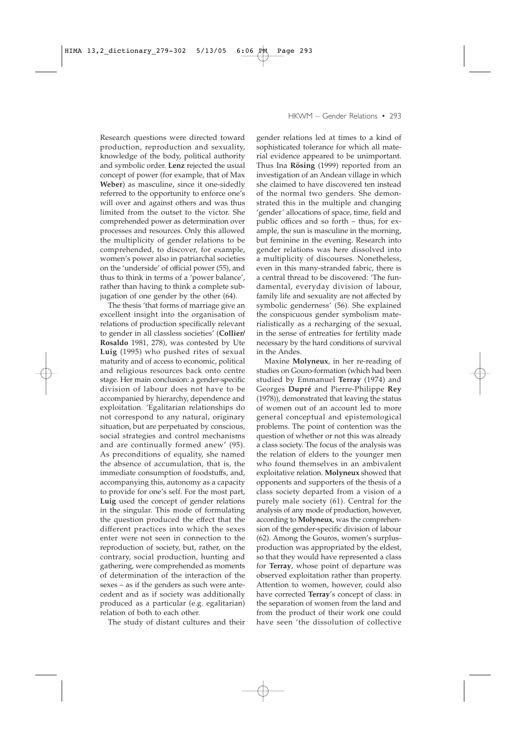Research questions were directed toward production, reproduction and sexuality, knowledge of the body, political authority and symbolic order. **Lenz** rejected the usual concept of power (for example, that of Max **Weber**) as masculine, since it one-sidedly referred to the opportunity to enforce one's will over and against others and was thus limited from the outset to the victor. She comprehended power as determination over processes and resources. Only this allowed the multiplicity of gender relations to be comprehended, to discover, for example, women's power also in patriarchal societies on the 'underside' of official power (55), and thus to think in terms of a 'power balance', rather than having to think a complete subjugation of one gender by the other (64).

The thesis 'that forms of marriage give an excellent insight into the organisation of relations of production specifically relevant to gender in all classless societies' (**Collier/Rosaldo** 1981, 278), was contested by Ute **Luig** (1995) who pushed rites of sexual maturity and of access to economic, political and religious resources back onto centre stage. Her main conclusion: a gender-specific division of labour does not have to be accompanied by hierarchy, dependence and exploitation. 'Egalitarian relationships do not correspond to any natural, originary situation, but are perpetuated by conscious, social strategies and control mechanisms and are continually formed anew' (95). As preconditions of equality, she named the absence of accumulation, that is, the immediate consumption of foodstuffs, and, accompanying this, autonomy as a capacity to provide for one's self. For the most part, **Luig** used the concept of gender relations in the singular. This mode of formulating the question produced the effect that the different practices into which the sexes enter were not seen in connection to the reproduction of society, but, rather, on the contrary, social production, hunting and gathering, were comprehended as moments of determination of the interaction of the sexes – as if the genders as such were antecedent and as if society was additionally produced as a particular (e.g. egalitarian) relation of both to each other.

The study of distant cultures and their gender relations led at times to a kind of sophisticated tolerance for which all material evidence appeared to be unimportant. Thus Ina **Rösing** (1999) reported from an investigation of an Andean village in which she claimed to have discovered ten instead of the normal two genders. She demonstrated this in the multiple and changing 'gender' allocations of space, time, field and public offices and so forth – thus, for example, the sun is masculine in the morning, but feminine in the evening. Research into gender relations was here dissolved into a multiplicity of discourses. Nonetheless, even in this many-stranded fabric, there is a central thread to be discovered: 'The fundamental, everyday division of labour, family life and sexuality are not affected by symbolic genderness' (56). She explained the conspicuous gender symbolism materialistically as a recharging of the sexual, in the sense of entreaties for fertility made necessary by the hard conditions of survival in the Andes.

Maxine **Molyneux**, in her re-reading of studies on Gouro-formation (which had been studied by Emmanuel **Terray** (1974) and Georges **Dupré** and Pierre-Philippe **Rey** (1978)), demonstrated that leaving the status of women out of an account led to more general conceptual and epistemological problems. The point of contention was the question of whether or not this was already a class society. The focus of the analysis was the relation of elders to the younger men who found themselves in an ambivalent exploitative relation. **Molyneux** showed that opponents and supporters of the thesis of a class society departed from a vision of a purely male society (61). Central for the analysis of any mode of production, however, according to **Molyneux**, was the comprehension of the gender-specific division of labour (62). Among the Gouros, women's surplus-production was appropriated by the eldest, so that they would have represented a class for **Terray**, whose point of departure was observed exploitation rather than property. Attention to women, however, could also have corrected **Terray**'s concept of class: in the separation of women from the land and from the product of their work one could have seen 'the dissolution of collective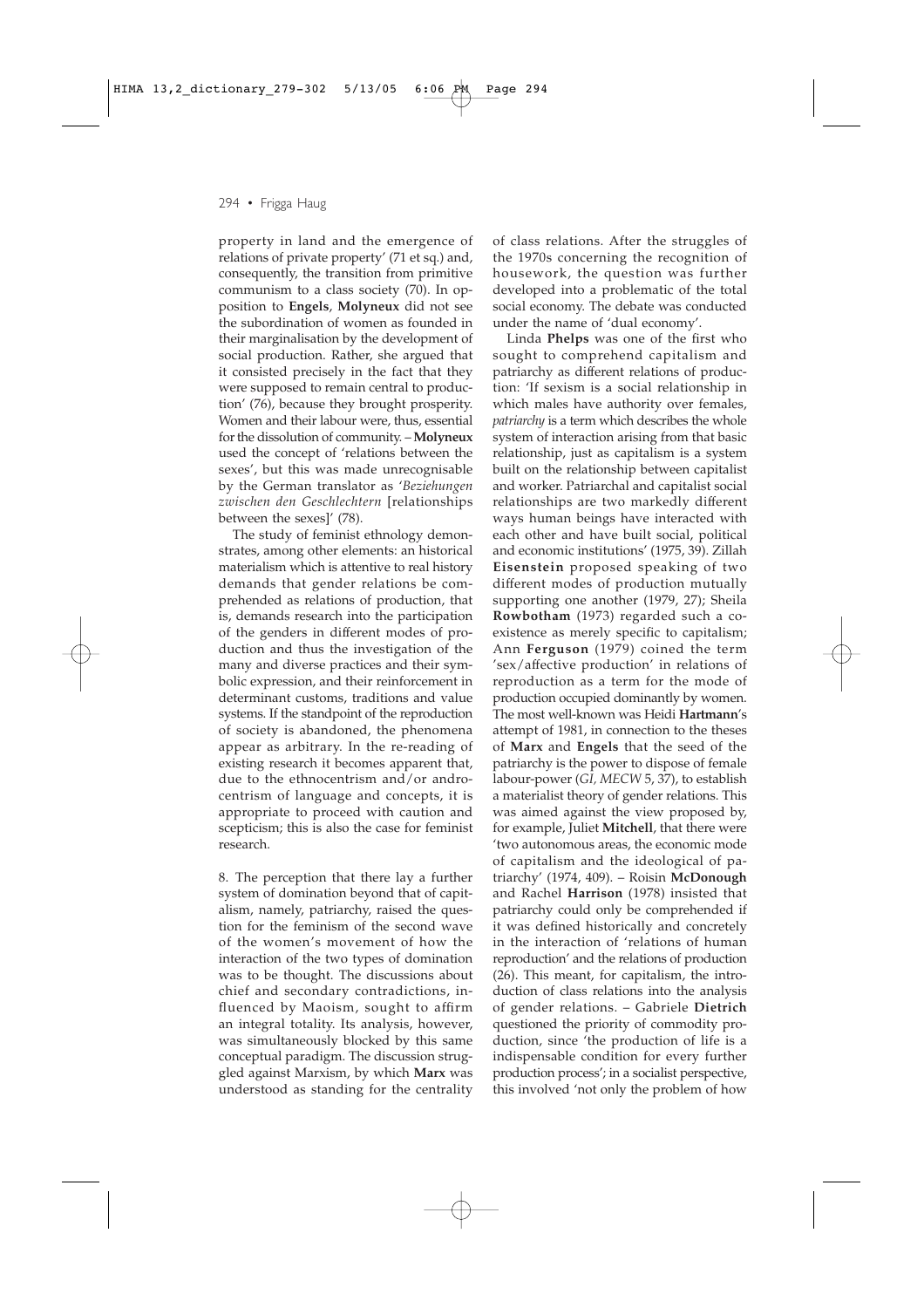property in land and the emergence of relations of private property' (71 et sq.) and, consequently, the transition from primitive communism to a class society (70). In opposition to **Engels**, **Molyneux** did not see the subordination of women as founded in their marginalisation by the development of social production. Rather, she argued that it consisted precisely in the fact that they were supposed to remain central to production' (76), because they brought prosperity. Women and their labour were, thus, essential for the dissolution of community. – **Molyneux** used the concept of 'relations between the sexes', but this was made unrecognisable by the German translator as '*Beziehungen zwischen den Geschlechtern* [relationships between the sexes]' (78).

The study of feminist ethnology demonstrates, among other elements: an historical materialism which is attentive to real history demands that gender relations be comprehended as relations of production, that is, demands research into the participation of the genders in different modes of production and thus the investigation of the many and diverse practices and their symbolic expression, and their reinforcement in determinant customs, traditions and value systems. If the standpoint of the reproduction of society is abandoned, the phenomena appear as arbitrary. In the re-reading of existing research it becomes apparent that, due to the ethnocentrism and/or androcentrism of language and concepts, it is appropriate to proceed with caution and scepticism; this is also the case for feminist research.

8. The perception that there lay a further system of domination beyond that of capitalism, namely, patriarchy, raised the question for the feminism of the second wave of the women's movement of how the interaction of the two types of domination was to be thought. The discussions about chief and secondary contradictions, influenced by Maoism, sought to affirm an integral totality. Its analysis, however, was simultaneously blocked by this same conceptual paradigm. The discussion struggled against Marxism, by which **Marx** was understood as standing for the centrality of class relations. After the struggles of the 1970s concerning the recognition of housework, the question was further developed into a problematic of the total social economy. The debate was conducted under the name of 'dual economy'.

Linda **Phelps** was one of the first who sought to comprehend capitalism and patriarchy as different relations of production: 'If sexism is a social relationship in which males have authority over females, *patriarchy* is a term which describes the whole system of interaction arising from that basic relationship, just as capitalism is a system built on the relationship between capitalist and worker. Patriarchal and capitalist social relationships are two markedly different ways human beings have interacted with each other and have built social, political and economic institutions' (1975, 39). Zillah **Eisenstein** proposed speaking of two different modes of production mutually supporting one another (1979, 27); Sheila **Rowbotham** (1973) regarded such a coexistence as merely specific to capitalism; Ann **Ferguson** (1979) coined the term 'sex/affective production' in relations of reproduction as a term for the mode of production occupied dominantly by women. The most well-known was Heidi **Hartmann**'s attempt of 1981, in connection to the theses of **Marx** and **Engels** that the seed of the patriarchy is the power to dispose of female labour-power (*GI, MECW* 5, 37), to establish a materialist theory of gender relations. This was aimed against the view proposed by, for example, Juliet **Mitchell**, that there were 'two autonomous areas, the economic mode of capitalism and the ideological of patriarchy' (1974, 409). – Roisin **McDonough** and Rachel **Harrison** (1978) insisted that patriarchy could only be comprehended if it was defined historically and concretely in the interaction of 'relations of human reproduction' and the relations of production (26). This meant, for capitalism, the introduction of class relations into the analysis of gender relations. – Gabriele **Dietrich** questioned the priority of commodity production, since 'the production of life is a indispensable condition for every further production process'; in a socialist perspective, this involved 'not only the problem of how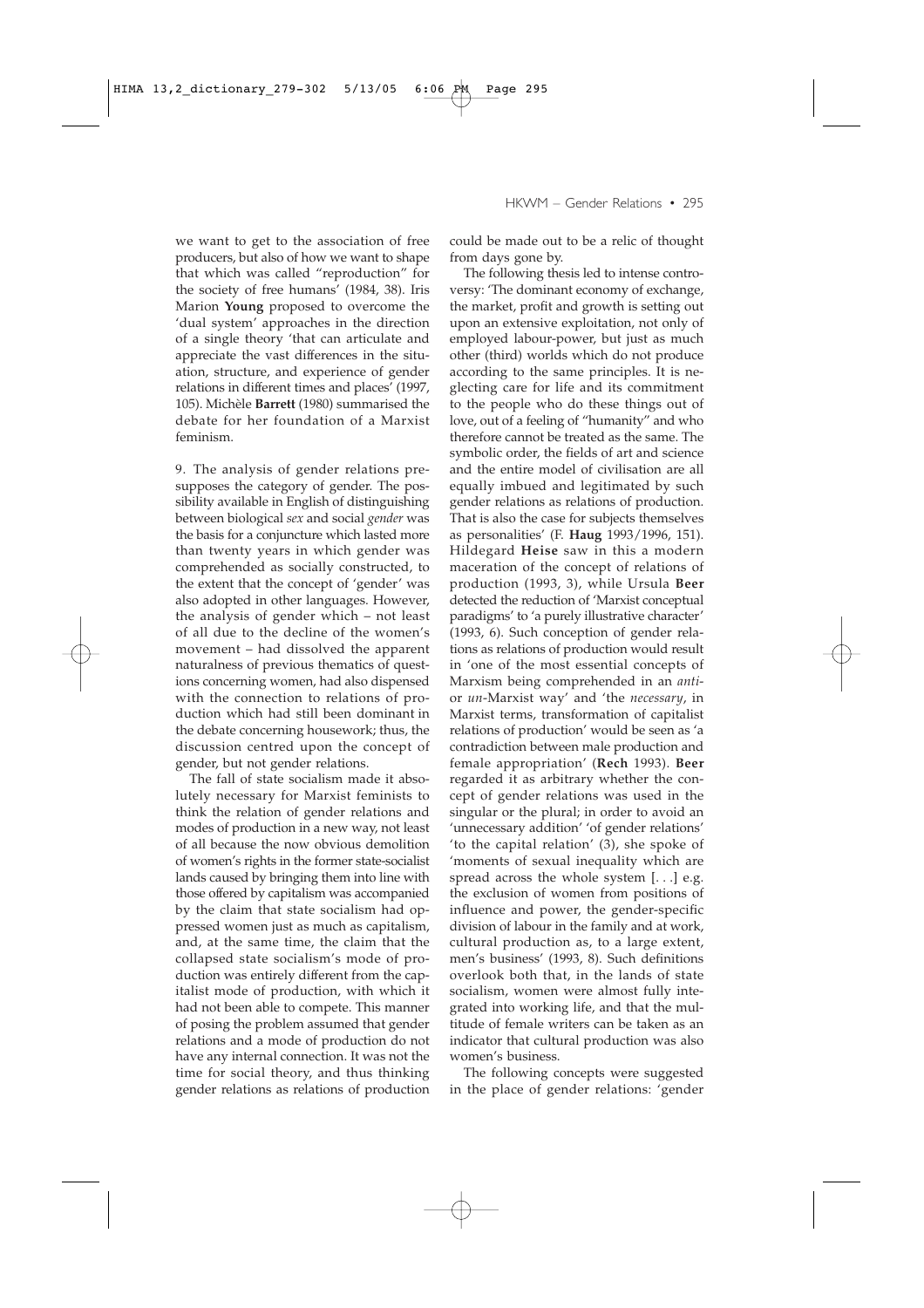we want to get to the association of free producers, but also of how we want to shape that which was called "reproduction" for the society of free humans' (1984, 38). Iris Marion **Young** proposed to overcome the 'dual system' approaches in the direction of a single theory 'that can articulate and appreciate the vast differences in the situation, structure, and experience of gender relations in different times and places' (1997, 105). Michèle **Barrett** (1980) summarised the debate for her foundation of a Marxist feminism.

9. The analysis of gender relations presupposes the category of gender. The possibility available in English of distinguishing between biological *sex* and social *gender* was the basis for a conjuncture which lasted more than twenty years in which gender was comprehended as socially constructed, to the extent that the concept of 'gender' was also adopted in other languages. However, the analysis of gender which – not least of all due to the decline of the women's movement – had dissolved the apparent naturalness of previous thematics of questions concerning women, had also dispensed with the connection to relations of production which had still been dominant in the debate concerning housework; thus, the discussion centred upon the concept of gender, but not gender relations.

The fall of state socialism made it absolutely necessary for Marxist feminists to think the relation of gender relations and modes of production in a new way, not least of all because the now obvious demolition of women's rights in the former state-socialist lands caused by bringing them into line with those offered by capitalism was accompanied by the claim that state socialism had oppressed women just as much as capitalism, and, at the same time, the claim that the collapsed state socialism's mode of production was entirely different from the capitalist mode of production, with which it had not been able to compete. This manner of posing the problem assumed that gender relations and a mode of production do not have any internal connection. It was not the time for social theory, and thus thinking gender relations as relations of production could be made out to be a relic of thought from days gone by.

The following thesis led to intense controversy: 'The dominant economy of exchange, the market, profit and growth is setting out upon an extensive exploitation, not only of employed labour-power, but just as much other (third) worlds which do not produce according to the same principles. It is neglecting care for life and its commitment to the people who do these things out of love, out of a feeling of "humanity" and who therefore cannot be treated as the same. The symbolic order, the fields of art and science and the entire model of civilisation are all equally imbued and legitimated by such gender relations as relations of production. That is also the case for subjects themselves as personalities' (F. **Haug** 1993/1996, 151). Hildegard **Heise** saw in this a modern maceration of the concept of relations of production (1993, 3), while Ursula **Beer** detected the reduction of 'Marxist conceptual paradigms' to 'a purely illustrative character' (1993, 6). Such conception of gender relations as relations of production would result in 'one of the most essential concepts of Marxism being comprehended in an *anti-* or *un*-Marxist way' and 'the *necessary*, in Marxist terms, transformation of capitalist relations of production' would be seen as 'a contradiction between male production and female appropriation' (**Rech** 1993). **Beer** regarded it as arbitrary whether the concept of gender relations was used in the singular or the plural; in order to avoid an 'unnecessary addition' 'of gender relations' 'to the capital relation' (3), she spoke of 'moments of sexual inequality which are spread across the whole system [. . .] e.g. the exclusion of women from positions of influence and power, the gender-specific division of labour in the family and at work, cultural production as, to a large extent, men's business' (1993, 8). Such definitions overlook both that, in the lands of state socialism, women were almost fully integrated into working life, and that the multitude of female writers can be taken as an indicator that cultural production was also women's business.

The following concepts were suggested in the place of gender relations: 'gender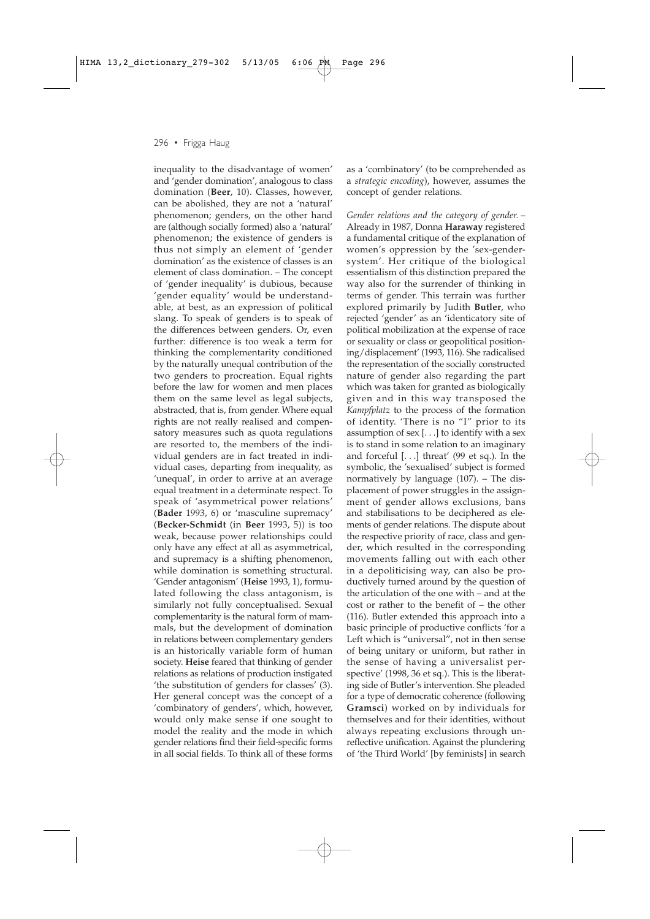inequality to the disadvantage of women' and 'gender domination', analogous to class domination (**Beer**, 10). Classes, however, can be abolished, they are not a 'natural' phenomenon; genders, on the other hand are (although socially formed) also a 'natural' phenomenon; the existence of genders is thus not simply an element of 'gender domination' as the existence of classes is an element of class domination. – The concept of 'gender inequality' is dubious, because 'gender equality' would be understandable, at best, as an expression of political slang. To speak of genders is to speak of the differences between genders. Or, even further: difference is too weak a term for thinking the complementarity conditioned by the naturally unequal contribution of the two genders to procreation. Equal rights before the law for women and men places them on the same level as legal subjects, abstracted, that is, from gender. Where equal rights are not really realised and compensatory measures such as quota regulations are resorted to, the members of the individual genders are in fact treated in individual cases, departing from inequality, as 'unequal', in order to arrive at an average equal treatment in a determinate respect. To speak of 'asymmetrical power relations' (**Bader** 1993, 6) or 'masculine supremacy' (**Becker-Schmidt** (in **Beer** 1993, 5)) is too weak, because power relationships could only have any effect at all as asymmetrical, and supremacy is a shifting phenomenon, while domination is something structural. 'Gender antagonism' (**Heise** 1993, 1), formulated following the class antagonism, is similarly not fully conceptualised. Sexual complementarity is the natural form of mammals, but the development of domination in relations between complementary genders is an historically variable form of human society. **Heise** feared that thinking of gender relations as relations of production instigated 'the substitution of genders for classes' (3). Her general concept was the concept of a 'combinatory of genders', which, however, would only make sense if one sought to model the reality and the mode in which gender relations find their field-specific forms in all social fields. To think all of these forms as a 'combinatory' (to be comprehended as a *strategic encoding*), however, assumes the concept of gender relations.

*Gender relations and the category of gender.* – Already in 1987, Donna **Haraway** registered a fundamental critique of the explanation of women's oppression by the 'sex-gender-system'. Her critique of the biological essentialism of this distinction prepared the way also for the surrender of thinking in terms of gender. This terrain was further explored primarily by Judith **Butler**, who rejected 'gender' as an 'identicatory site of political mobilization at the expense of race or sexuality or class or geopolitical positioning/displacement' (1993, 116). She radicalised the representation of the socially constructed nature of gender also regarding the part which was taken for granted as biologically given and in this way transposed the *Kampfplatz* to the process of the formation of identity. 'There is no "I" prior to its assumption of sex [. . .] to identify with a sex is to stand in some relation to an imaginary and forceful [. . .] threat' (99 et sq.). In the symbolic, the 'sexualised' subject is formed normatively by language (107). – The displacement of power struggles in the assignment of gender allows exclusions, bans and stabilisations to be deciphered as elements of gender relations. The dispute about the respective priority of race, class and gender, which resulted in the corresponding movements falling out with each other in a depoliticising way, can also be productively turned around by the question of the articulation of the one with – and at the cost or rather to the benefit of – the other (116). Butler extended this approach into a basic principle of productive conflicts 'for a Left which is "universal", not in then sense of being unitary or uniform, but rather in the sense of having a universalist perspective' (1998, 36 et sq.). This is the liberating side of Butler's intervention. She pleaded for a type of democratic coherence (following **Gramsci**) worked on by individuals for themselves and for their identities, without always repeating exclusions through unreflective unification. Against the plundering of 'the Third World' [by feminists] in search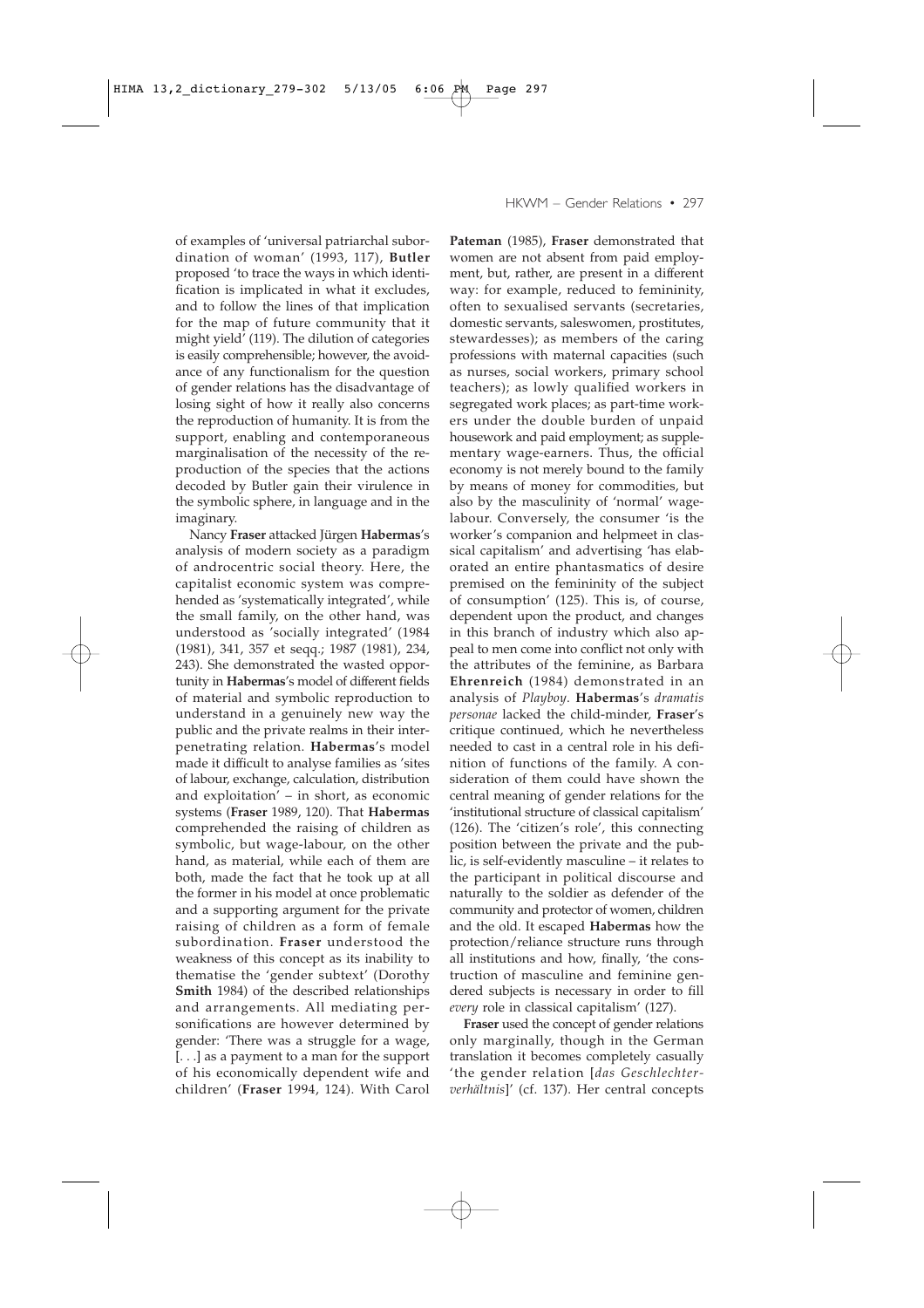of examples of 'universal patriarchal subordination of woman' (1993, 117), **Butler** proposed 'to trace the ways in which identification is implicated in what it excludes, and to follow the lines of that implication for the map of future community that it might yield' (119). The dilution of categories is easily comprehensible; however, the avoidance of any functionalism for the question of gender relations has the disadvantage of losing sight of how it really also concerns the reproduction of humanity. It is from the support, enabling and contemporaneous marginalisation of the necessity of the reproduction of the species that the actions decoded by Butler gain their virulence in the symbolic sphere, in language and in the imaginary.

Nancy **Fraser** attacked Jürgen **Habermas**'s analysis of modern society as a paradigm of androcentric social theory. Here, the capitalist economic system was comprehended as 'systematically integrated', while the small family, on the other hand, was understood as 'socially integrated' (1984 (1981), 341, 357 et seqq.; 1987 (1981), 234, 243). She demonstrated the wasted opportunity in **Habermas**'s model of different fields of material and symbolic reproduction to understand in a genuinely new way the public and the private realms in their interpenetrating relation. **Habermas**'s model made it difficult to analyse families as 'sites of labour, exchange, calculation, distribution and exploitation' – in short, as economic systems (**Fraser** 1989, 120). That **Habermas** comprehended the raising of children as symbolic, but wage-labour, on the other hand, as material, while each of them are both, made the fact that he took up at all the former in his model at once problematic and a supporting argument for the private raising of children as a form of female subordination. **Fraser** understood the weakness of this concept as its inability to thematise the 'gender subtext' (Dorothy **Smith** 1984) of the described relationships and arrangements. All mediating personifications are however determined by gender: 'There was a struggle for a wage, [. . .] as a payment to a man for the support of his economically dependent wife and children' (**Fraser** 1994, 124). With Carol **Pateman** (1985), **Fraser** demonstrated that women are not absent from paid employment, but, rather, are present in a different way: for example, reduced to femininity, often to sexualised servants (secretaries, domestic servants, saleswomen, prostitutes, stewardesses); as members of the caring professions with maternal capacities (such as nurses, social workers, primary school teachers); as lowly qualified workers in segregated work places; as part-time workers under the double burden of unpaid housework and paid employment; as supplementary wage-earners. Thus, the official economy is not merely bound to the family by means of money for commodities, but also by the masculinity of 'normal' wage-labour. Conversely, the consumer 'is the worker's companion and helpmeet in classical capitalism' and advertising 'has elaborated an entire phantasmatics of desire premised on the femininity of the subject of consumption' (125). This is, of course, dependent upon the product, and changes in this branch of industry which also appeal to men come into conflict not only with the attributes of the feminine, as Barbara **Ehrenreich** (1984) demonstrated in an analysis of *Playboy*. **Habermas**'s *dramatis personae* lacked the child-minder, **Fraser**'s critique continued, which he nevertheless needed to cast in a central role in his definition of functions of the family. A consideration of them could have shown the central meaning of gender relations for the 'institutional structure of classical capitalism' (126). The 'citizen's role', this connecting position between the private and the public, is self-evidently masculine – it relates to the participant in political discourse and naturally to the soldier as defender of the community and protector of women, children and the old. It escaped **Habermas** how the protection/reliance structure runs through all institutions and how, finally, 'the construction of masculine and feminine gendered subjects is necessary in order to fill *every* role in classical capitalism' (127).

**Fraser** used the concept of gender relations only marginally, though in the German translation it becomes completely casually 'the gender relation [*das Geschlechterverhältnis*]' (cf. 137). Her central concepts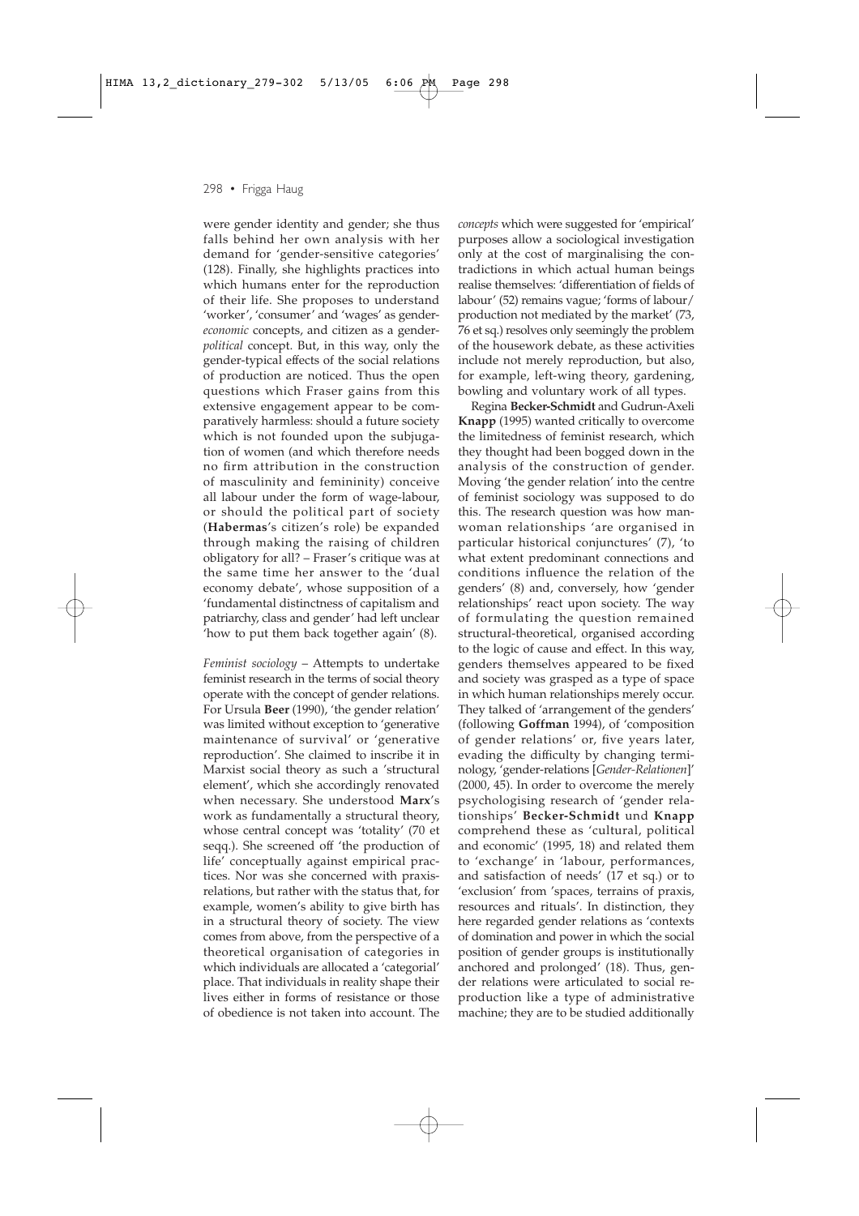were gender identity and gender; she thus falls behind her own analysis with her demand for 'gender-sensitive categories' (128). Finally, she highlights practices into which humans enter for the reproduction of their life. She proposes to understand 'worker', 'consumer' and 'wages' as gender-*economic* concepts, and citizen as a gender-*political* concept. But, in this way, only the gender-typical effects of the social relations of production are noticed. Thus the open questions which Fraser gains from this extensive engagement appear to be comparatively harmless: should a future society which is not founded upon the subjugation of women (and which therefore needs no firm attribution in the construction of masculinity and femininity) conceive all labour under the form of wage-labour, or should the political part of society (**Habermas**'s citizen's role) be expanded through making the raising of children obligatory for all? – Fraser's critique was at the same time her answer to the 'dual economy debate', whose supposition of a 'fundamental distinctness of capitalism and patriarchy, class and gender' had left unclear 'how to put them back together again' (8).

*Feminist sociology* – Attempts to undertake feminist research in the terms of social theory operate with the concept of gender relations. For Ursula **Beer** (1990), 'the gender relation' was limited without exception to 'generative maintenance of survival' or 'generative reproduction'. She claimed to inscribe it in Marxist social theory as such a 'structural element', which she accordingly renovated when necessary. She understood **Marx**'s work as fundamentally a structural theory, whose central concept was 'totality' (70 et seqq.). She screened off 'the production of life' conceptually against empirical practices. Nor was she concerned with praxis-relations, but rather with the status that, for example, women's ability to give birth has in a structural theory of society. The view comes from above, from the perspective of a theoretical organisation of categories in which individuals are allocated a 'categorial' place. That individuals in reality shape their lives either in forms of resistance or those of obedience is not taken into account. The *concepts* which were suggested for 'empirical' purposes allow a sociological investigation only at the cost of marginalising the contradictions in which actual human beings realise themselves: 'differentiation of fields of labour' (52) remains vague; 'forms of labour/production not mediated by the market' (73, 76 et sq.) resolves only seemingly the problem of the housework debate, as these activities include not merely reproduction, but also, for example, left-wing theory, gardening, bowling and voluntary work of all types.

Regina **Becker-Schmidt** and Gudrun-Axeli **Knapp** (1995) wanted critically to overcome the limitedness of feminist research, which they thought had been bogged down in the analysis of the construction of gender. Moving 'the gender relation' into the centre of feminist sociology was supposed to do this. The research question was how man-woman relationships 'are organised in particular historical conjunctures' (7), 'to what extent predominant connections and conditions influence the relation of the genders' (8) and, conversely, how 'gender relationships' react upon society. The way of formulating the question remained structural-theoretical, organised according to the logic of cause and effect. In this way, genders themselves appeared to be fixed and society was grasped as a type of space in which human relationships merely occur. They talked of 'arrangement of the genders' (following **Goffman** 1994), of 'composition of gender relations' or, five years later, evading the difficulty by changing terminology, 'gender-relations [*Gender-Relationen*]' (2000, 45). In order to overcome the merely psychologising research of 'gender relationships' **Becker-Schmidt** und **Knapp** comprehend these as 'cultural, political and economic' (1995, 18) and related them to 'exchange' in 'labour, performances, and satisfaction of needs' (17 et sq.) or to 'exclusion' from 'spaces, terrains of praxis, resources and rituals'. In distinction, they here regarded gender relations as 'contexts of domination and power in which the social position of gender groups is institutionally anchored and prolonged' (18). Thus, gender relations were articulated to social reproduction like a type of administrative machine; they are to be studied additionally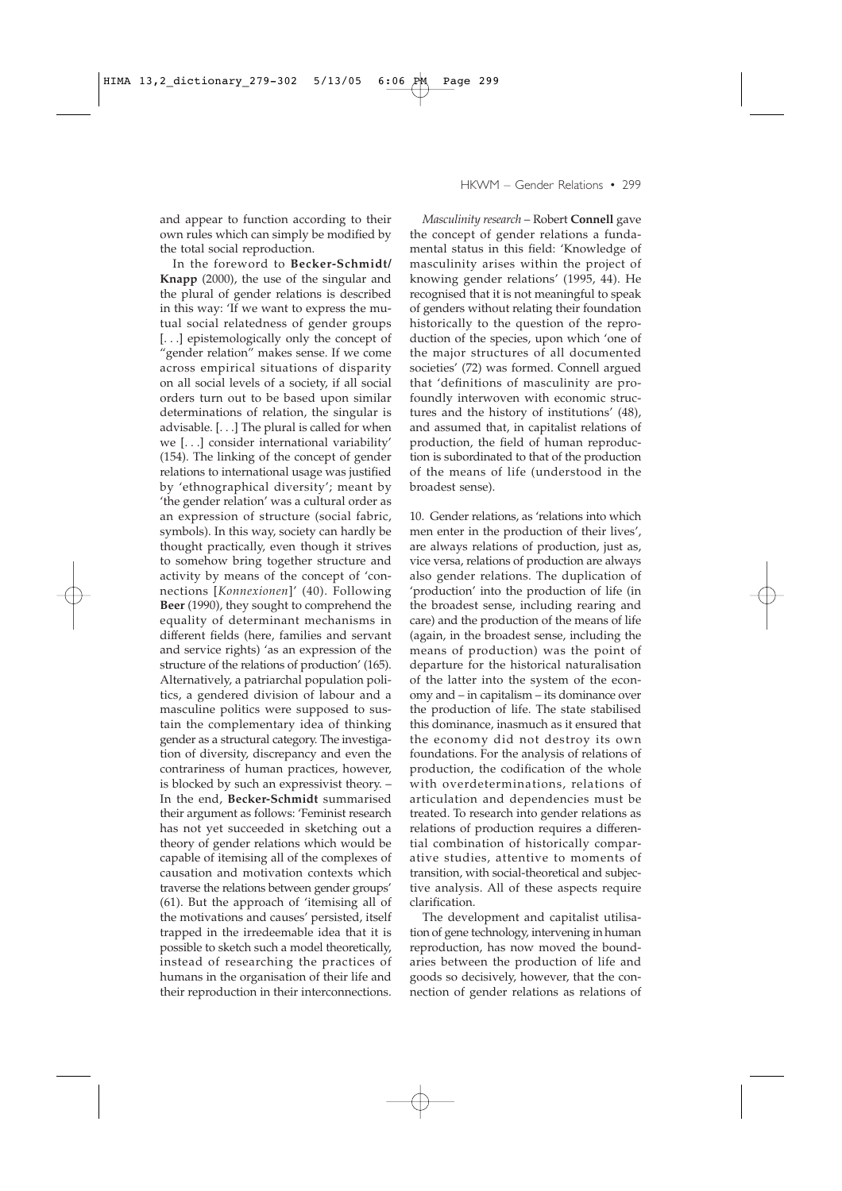and appear to function according to their own rules which can simply be modified by the total social reproduction.

In the foreword to **Becker-Schmidt/Knapp** (2000), the use of the singular and the plural of gender relations is described in this way: 'If we want to express the mutual social relatedness of gender groups [. . .] epistemologically only the concept of "gender relation" makes sense. If we come across empirical situations of disparity on all social levels of a society, if all social orders turn out to be based upon similar determinations of relation, the singular is advisable. [. . .] The plural is called for when we [. . .] consider international variability' (154). The linking of the concept of gender relations to international usage was justified by 'ethnographical diversity'; meant by 'the gender relation' was a cultural order as an expression of structure (social fabric, symbols). In this way, society can hardly be thought practically, even though it strives to somehow bring together structure and activity by means of the concept of 'connections [*Konnexionen*]' (40). Following **Beer** (1990), they sought to comprehend the equality of determinant mechanisms in different fields (here, families and servant and service rights) 'as an expression of the structure of the relations of production' (165). Alternatively, a patriarchal population politics, a gendered division of labour and a masculine politics were supposed to sustain the complementary idea of thinking gender as a structural category. The investigation of diversity, discrepancy and even the contrariness of human practices, however, is blocked by such an expressivist theory. – In the end, **Becker-Schmidt** summarised their argument as follows: 'Feminist research has not yet succeeded in sketching out a theory of gender relations which would be capable of itemising all of the complexes of causation and motivation contexts which traverse the relations between gender groups' (61). But the approach of 'itemising all of the motivations and causes' persisted, itself trapped in the irredeemable idea that it is possible to sketch such a model theoretically, instead of researching the practices of humans in the organisation of their life and their reproduction in their interconnections.

*Masculinity research* – Robert **Connell** gave the concept of gender relations a fundamental status in this field: 'Knowledge of masculinity arises within the project of knowing gender relations' (1995, 44). He recognised that it is not meaningful to speak of genders without relating their foundation historically to the question of the reproduction of the species, upon which 'one of the major structures of all documented societies' (72) was formed. Connell argued that 'definitions of masculinity are profoundly interwoven with economic structures and the history of institutions' (48), and assumed that, in capitalist relations of production, the field of human reproduction is subordinated to that of the production of the means of life (understood in the broadest sense).

10. Gender relations, as 'relations into which men enter in the production of their lives', are always relations of production, just as, vice versa, relations of production are always also gender relations. The duplication of 'production' into the production of life (in the broadest sense, including rearing and care) and the production of the means of life (again, in the broadest sense, including the means of production) was the point of departure for the historical naturalisation of the latter into the system of the economy and – in capitalism – its dominance over the production of life. The state stabilised this dominance, inasmuch as it ensured that the economy did not destroy its own foundations. For the analysis of relations of production, the codification of the whole with overdeterminations, relations of articulation and dependencies must be treated. To research into gender relations as relations of production requires a differential combination of historically comparative studies, attentive to moments of transition, with social-theoretical and subjective analysis. All of these aspects require clarification.

The development and capitalist utilisation of gene technology, intervening in human reproduction, has now moved the boundaries between the production of life and goods so decisively, however, that the connection of gender relations as relations of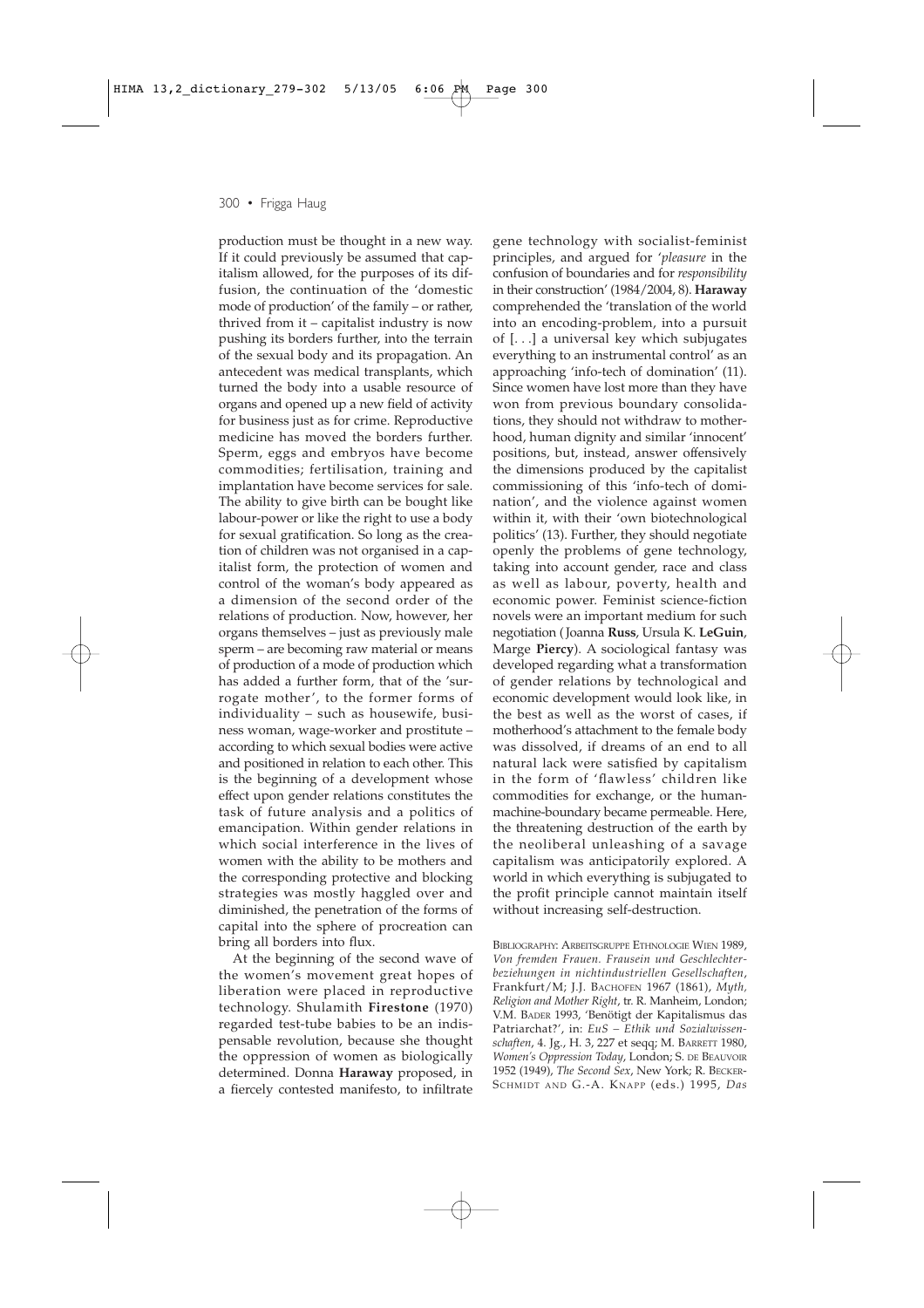production must be thought in a new way. If it could previously be assumed that capitalism allowed, for the purposes of its diffusion, the continuation of the 'domestic mode of production' of the family – or rather, thrived from it – capitalist industry is now pushing its borders further, into the terrain of the sexual body and its propagation. An antecedent was medical transplants, which turned the body into a usable resource of organs and opened up a new field of activity for business just as for crime. Reproductive medicine has moved the borders further. Sperm, eggs and embryos have become commodities; fertilisation, training and implantation have become services for sale. The ability to give birth can be bought like labour-power or like the right to use a body for sexual gratification. So long as the creation of children was not organised in a capitalist form, the protection of women and control of the woman's body appeared as a dimension of the second order of the relations of production. Now, however, her organs themselves – just as previously male sperm – are becoming raw material or means of production of a mode of production which has added a further form, that of the 'surrogate mother', to the former forms of individuality – such as housewife, business woman, wage-worker and prostitute – according to which sexual bodies were active and positioned in relation to each other. This is the beginning of a development whose effect upon gender relations constitutes the task of future analysis and a politics of emancipation. Within gender relations in which social interference in the lives of women with the ability to be mothers and the corresponding protective and blocking strategies was mostly haggled over and diminished, the penetration of the forms of capital into the sphere of procreation can bring all borders into flux.

At the beginning of the second wave of the women's movement great hopes of liberation were placed in reproductive technology. Shulamith **Firestone** (1970) regarded test-tube babies to be an indispensable revolution, because she thought the oppression of women as biologically determined. Donna **Haraway** proposed, in a fiercely contested manifesto, to infiltrate gene technology with socialist-feminist principles, and argued for '*pleasure* in the confusion of boundaries and for *responsibility* in their construction' (1984/2004, 8). **Haraway** comprehended the 'translation of the world into an encoding-problem, into a pursuit of [. . .] a universal key which subjugates everything to an instrumental control' as an approaching 'info-tech of domination' (11). Since women have lost more than they have won from previous boundary consolidations, they should not withdraw to motherhood, human dignity and similar 'innocent' positions, but, instead, answer offensively the dimensions produced by the capitalist commissioning of this 'info-tech of domination', and the violence against women within it, with their 'own biotechnological politics' (13). Further, they should negotiate openly the problems of gene technology, taking into account gender, race and class as well as labour, poverty, health and economic power. Feminist science-fiction novels were an important medium for such negotiation (Joanna **Russ**, Ursula K. **LeGuin**, Marge **Piercy**). A sociological fantasy was developed regarding what a transformation of gender relations by technological and economic development would look like, in the best as well as the worst of cases, if motherhood's attachment to the female body was dissolved, if dreams of an end to all natural lack were satisfied by capitalism in the form of 'flawless' children like commodities for exchange, or the human-machine-boundary became permeable. Here, the threatening destruction of the earth by the neoliberal unleashing of a savage capitalism was anticipatorily explored. A world in which everything is subjugated to the profit principle cannot maintain itself without increasing self-destruction.

BIBLIOGRAPHY: ARBEITSGRUPPE ETHNOLOGIE WIEN 1989, *Von fremden Frauen. Frausein und Geschlechterbeziehungen in nichtindustriellen Gesellschaften*, Frankfurt/M; J.J. BACHOFEN 1967 (1861), *Myth, Religion and Mother Right*, tr. R. Manheim, London; V.M. BADER 1993, 'Benötigt der Kapitalismus das Patriarchat?', in: *EuS – Ethik und Sozialwissenschaften*, 4. Jg., H. 3, 227 et seqq; M. BARRETT 1980, *Women's Oppression Today*, London; S. DE BEAUVOIR 1952 (1949), *The Second Sex*, New York; R. BECKER-SCHMIDT AND G.-A. KNAPP (eds.) 1995, *Das*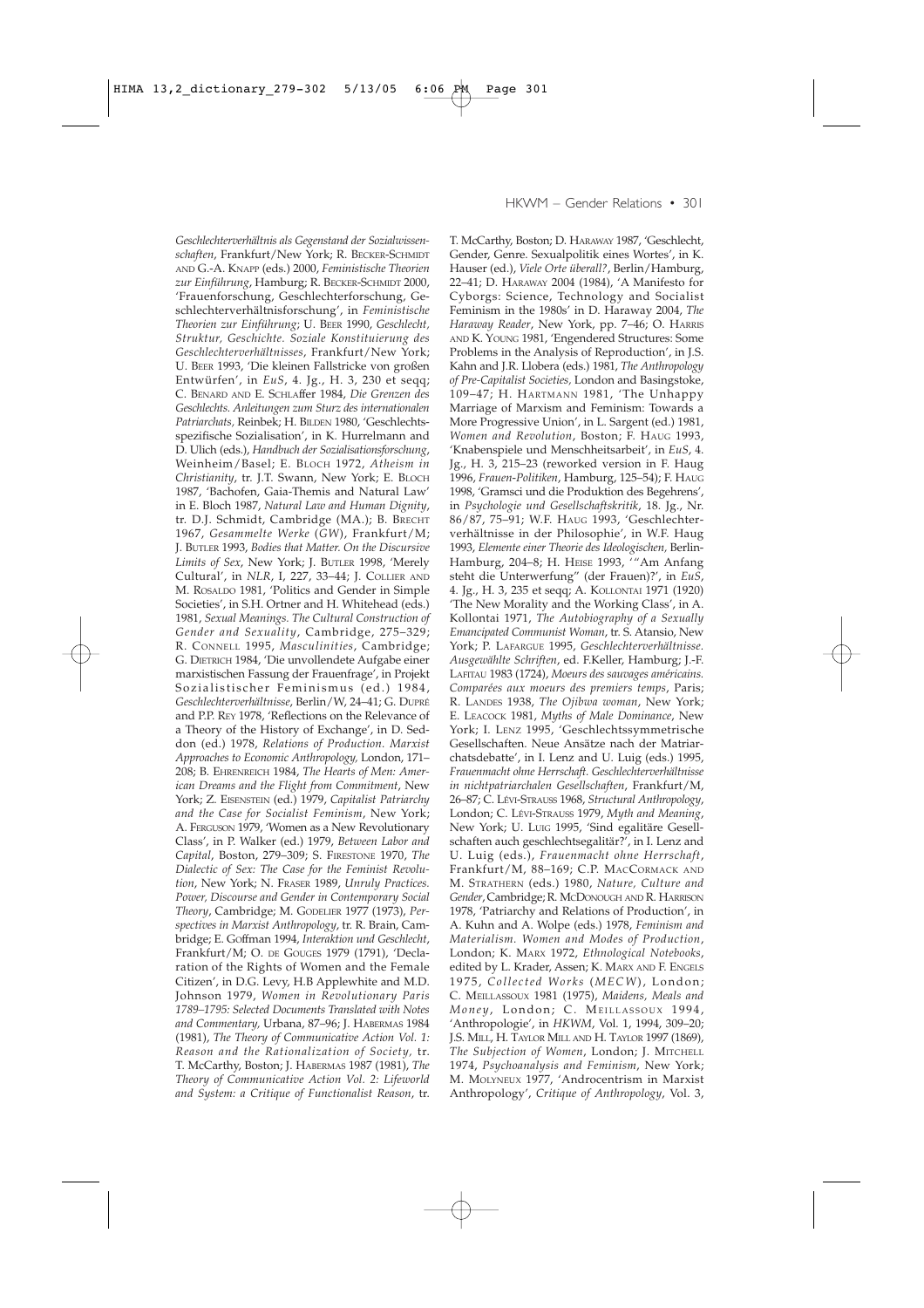*Geschlechterverhältnis als Gegenstand der Sozialwissenschaften*, Frankfurt/New York; R. Becker-Schmidt and G.-A. Knapp (eds.) 2000, *Feministische Theorien zur Einführung*, Hamburg; R. Becker-Schmidt 2000, 'Frauenforschung, Geschlechterforschung, Geschlechterverhältnisforschung', in *Feministische Theorien zur Einführung*; U. Beer 1990, *Geschlecht, Struktur, Geschichte. Soziale Konstituierung des Geschlechterverhältnisses*, Frankfurt/New York; U. Beer 1993, 'Die kleinen Fallstricke von großen Entwürfen', in *EuS*, 4. Jg., H. 3, 230 et seqq; C. Benard and E. Schlaffer 1984, *Die Grenzen des Geschlechts. Anleitungen zum Sturz des internationalen Patriarchats*, Reinbek; H. Bilden 1980, 'Geschlechtsspezifische Sozialisation', in K. Hurrelmann and D. Ulich (eds.), *Handbuch der Sozialisationsforschung*, Weinheim/Basel; E. Bloch 1972, *Atheism in Christianity*, tr. J.T. Swann, New York; E. Bloch 1987, 'Bachofen, Gaia-Themis and Natural Law' in E. Bloch 1987, *Natural Law and Human Dignity*, tr. D.J. Schmidt, Cambridge (MA.); B. Brecht 1967, *Gesammelte Werke* (*GW*), Frankfurt/M; J. Butler 1993, *Bodies that Matter. On the Discursive Limits of Sex*, New York; J. Butler 1998, 'Merely Cultural', in *NLR*, I, 227, 33–44; J. Collier and M. Rosaldo 1981, 'Politics and Gender in Simple Societies', in S.H. Ortner and H. Whitehead (eds.) 1981, *Sexual Meanings. The Cultural Construction of Gender and Sexuality*, Cambridge, 275–329; R. Connell 1995, *Masculinities*, Cambridge; G. Dietrich 1984, 'Die unvollendete Aufgabe einer marxistischen Fassung der Frauenfrage', in Projekt Sozialistischer Feminismus (ed.) 1984, *Geschlechterverhältnisse*, Berlin/W, 24–41; G. Dupré and P.P. Rey 1978, 'Reflections on the Relevance of a Theory of the History of Exchange', in D. Seddon (ed.) 1978, *Relations of Production. Marxist Approaches to Economic Anthropology*, London, 171–208; B. Ehrenreich 1984, *The Hearts of Men: American Dreams and the Flight from Commitment*, New York; Z. Eisenstein (ed.) 1979, *Capitalist Patriarchy and the Case for Socialist Feminism*, New York; A. Ferguson 1979, 'Women as a New Revolutionary Class', in P. Walker (ed.) 1979, *Between Labor and Capital*, Boston, 279–309; S. Firestone 1970, *The Dialectic of Sex: The Case for the Feminist Revolution*, New York; N. Fraser 1989, *Unruly Practices. Power, Discourse and Gender in Contemporary Social Theory*, Cambridge; M. Godelier 1977 (1973), *Perspectives in Marxist Anthropology*, tr. R. Brain, Cambridge; E. Goffman 1994, *Interaktion und Geschlecht*, Frankfurt/M; O. de Gouges 1979 (1791), 'Declaration of the Rights of Women and the Female Citizen', in D.G. Levy, H.B Applewhite and M.D. Johnson 1979, *Women in Revolutionary Paris 1789–1795: Selected Documents Translated with Notes and Commentary*, Urbana, 87–96; J. Habermas 1984 (1981), *The Theory of Communicative Action Vol. 1: Reason and the Rationalization of Society*, tr. T. McCarthy, Boston; J. Habermas 1987 (1981), *The Theory of Communicative Action Vol. 2: Lifeworld and System: a Critique of Functionalist Reason*, tr. T. McCarthy, Boston; D. Haraway 1987, 'Geschlecht, Gender, Genre. Sexualpolitik eines Wortes', in K. Hauser (ed.), *Viele Orte überall?*, Berlin/Hamburg, 22–41; D. Haraway 2004 (1984), 'A Manifesto for Cyborgs: Science, Technology and Socialist Feminism in the 1980s' in D. Haraway 2004, *The Haraway Reader*, New York, pp. 7–46; O. Harris and K. Young 1981, 'Engendered Structures: Some Problems in the Analysis of Reproduction', in J.S. Kahn and J.R. Llobera (eds.) 1981, *The Anthropology of Pre-Capitalist Societies*, London and Basingstoke, 109–47; H. Hartmann 1981, 'The Unhappy Marriage of Marxism and Feminism: Towards a More Progressive Union', in L. Sargent (ed.) 1981, *Women and Revolution*, Boston; F. Haug 1993, 'Knabenspiele und Menschheitsarbeit', in *EuS*, 4. Jg., H. 3, 215–23 (reworked version in F. Haug 1996, *Frauen-Politiken*, Hamburg, 125–54); F. Haug 1998, 'Gramsci und die Produktion des Begehrens', in *Psychologie und Gesellschaftskritik*, 18. Jg., Nr. 86/87, 75–91; W.F. Haug 1993, 'Geschlechterverhältnisse in der Philosophie', in W.F. Haug 1993, *Elemente einer Theorie des Ideologischen*, Berlin-Hamburg, 204–8; H. Heise 1993, '"Am Anfang steht die Unterwerfung" (der Frauen)?', in *EuS*, 4. Jg., H. 3, 235 et seqq; A. Kollontai 1971 (1920) 'The New Morality and the Working Class', in A. Kollontai 1971, *The Autobiography of a Sexually Emancipated Communist Woman*, tr. S. Atansio, New York; P. Lafargue 1995, *Geschlechterverhältnisse. Ausgewählte Schriften*, ed. F.Keller, Hamburg; J.-F. Lafitau 1983 (1724), *Moeurs des sauvages américains. Comparées aux moeurs des premiers temps*, Paris; R. Landes 1938, *The Ojibwa woman*, New York; E. Leacock 1981, *Myths of Male Dominance*, New York; I. Lenz 1995, 'Geschlechtssymmetrische Gesellschaften. Neue Ansätze nach der Matriarchatsdebatte', in I. Lenz and U. Luig (eds.) 1995, *Frauenmacht ohne Herrschaft. Geschlechterverhältnisse in nichtpatriarchalen Gesellschaften*, Frankfurt/M, 26–87; C. Lévi-Strauss 1968, *Structural Anthropology*, London; C. Lévi-Strauss 1979, *Myth and Meaning*, New York; U. Luig 1995, 'Sind egalitäre Gesellschaften auch geschlechtsegalitär?', in I. Lenz and U. Luig (eds.), *Frauenmacht ohne Herrschaft*, Frankfurt/M, 88–169; C.P. MacCormack and M. Strathern (eds.) 1980, *Nature, Culture and Gender*, Cambridge; R. McDonough and R. Harrison 1978, 'Patriarchy and Relations of Production', in A. Kuhn and A. Wolpe (eds.) 1978, *Feminism and Materialism. Women and Modes of Production*, London; K. Marx 1972, *Ethnological Notebooks*, edited by L. Krader, Assen; K. Marx and F. Engels 1975, *Collected Works* (*MECW*), London; C. Meillassoux 1981 (1975), *Maidens, Meals and Money*, London; C. Meillassoux 1994, 'Anthropologie', in *HKWM*, Vol. 1, 1994, 309–20; J.S. Mill, H. Taylor Mill and H. Taylor 1997 (1869), *The Subjection of Women*, London; J. Mitchell 1974, *Psychoanalysis and Feminism*, New York; M. Molyneux 1977, 'Androcentrism in Marxist Anthropology', *Critique of Anthropology*, Vol. 3,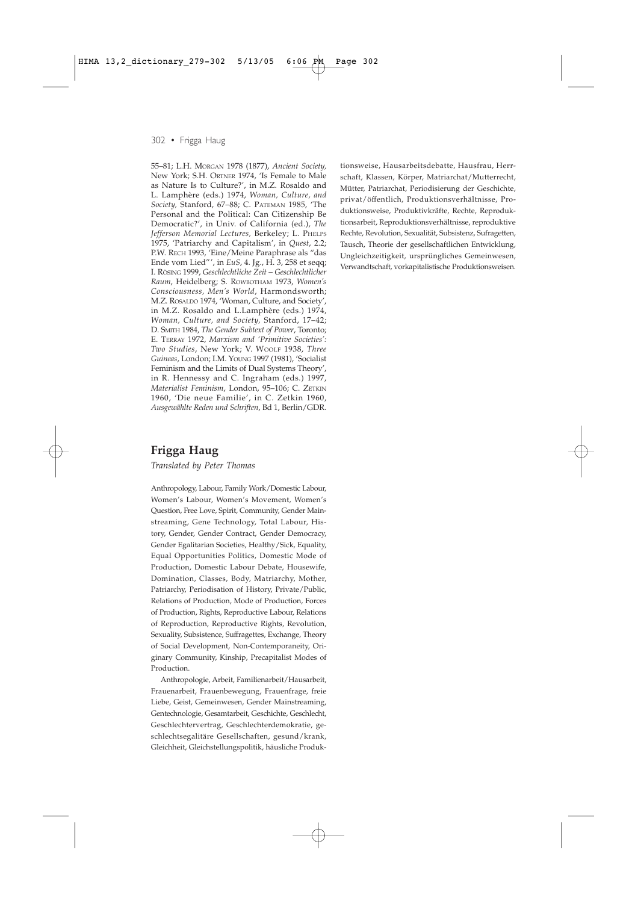55–81; L.H. Morgan 1978 (1877), *Ancient Society*, New York; S.H. Ortner 1974, 'Is Female to Male as Nature Is to Culture?', in M.Z. Rosaldo and L. Lamphère (eds.) 1974, *Woman, Culture, and Society*, Stanford, 67–88; C. Pateman 1985, 'The Personal and the Political: Can Citizenship Be Democratic?', in Univ. of California (ed.), *The Jefferson Memorial Lectures*, Berkeley; L. Phelps 1975, 'Patriarchy and Capitalism', in *Quest*, 2.2; P.W. Rech 1993, 'Eine/Meine Paraphrase als "das Ende vom Lied"', in *EuS*, 4. Jg., H. 3, 258 et seqq; I. Rösing 1999, *Geschlechtliche Zeit – Geschlechtlicher Raum*, Heidelberg; S. Rowbotham 1973, *Women's Consciousness, Men's World*, Harmondsworth; M.Z. Rosaldo 1974, 'Woman, Culture, and Society', in M.Z. Rosaldo and L.Lamphère (eds.) 1974, *Woman, Culture, and Society*, Stanford, 17–42; D. Smith 1984, *The Gender Subtext of Power*, Toronto; E. Terray 1972, *Marxism and 'Primitive Societies': Two Studies*, New York; V. Woolf 1938, *Three Guineas*, London; I.M. Young 1997 (1981), 'Socialist Feminism and the Limits of Dual Systems Theory', in R. Hennessy and C. Ingraham (eds.) 1997, *Materialist Feminism*, London, 95–106; C. Zetkin 1960, 'Die neue Familie', in C. Zetkin 1960, *Ausgewählte Reden und Schriften*, Bd 1, Berlin/GDR.

## Frigga Haug

*Translated by Peter Thomas*

Anthropology, Labour, Family Work/Domestic Labour, Women's Labour, Women's Movement, Women's Question, Free Love, Spirit, Community, Gender Mainstreaming, Gene Technology, Total Labour, History, Gender, Gender Contract, Gender Democracy, Gender Egalitarian Societies, Healthy/Sick, Equality, Equal Opportunities Politics, Domestic Mode of Production, Domestic Labour Debate, Housewife, Domination, Classes, Body, Matriarchy, Mother, Patriarchy, Periodisation of History, Private/Public, Relations of Production, Mode of Production, Forces of Production, Rights, Reproductive Labour, Relations of Reproduction, Reproductive Rights, Revolution, Sexuality, Subsistence, Suffragettes, Exchange, Theory of Social Development, Non-Contemporaneity, Originary Community, Kinship, Precapitalist Modes of Production.

Anthropologie, Arbeit, Familienarbeit/Hausarbeit, Frauenarbeit, Frauenbewegung, Frauenfrage, freie Liebe, Geist, Gemeinwesen, Gender Mainstreaming, Gentechnologie, Gesamtarbeit, Geschichte, Geschlecht, Geschlechtervertrag, Geschlechterdemokratie, geschlechtsegalitäre Gesellschaften, gesund/krank, Gleichheit, Gleichstellungspolitik, häusliche Produktionsweise, Hausarbeitsdebatte, Hausfrau, Herrschaft, Klassen, Körper, Matriarchat/Mutterrecht, Mütter, Patriarchat, Periodisierung der Geschichte, privat/öffentlich, Produktionsverhältnisse, Produktionsweise, Produktivkräfte, Rechte, Reproduktionsarbeit, Reproduktionsverhältnisse, reproduktive Rechte, Revolution, Sexualität, Subsistenz, Sufragetten, Tausch, Theorie der gesellschaftlichen Entwicklung, Ungleichzeitigkeit, ursprüngliches Gemeinwesen, Verwandtschaft, vorkapitalistische Produktionsweisen.